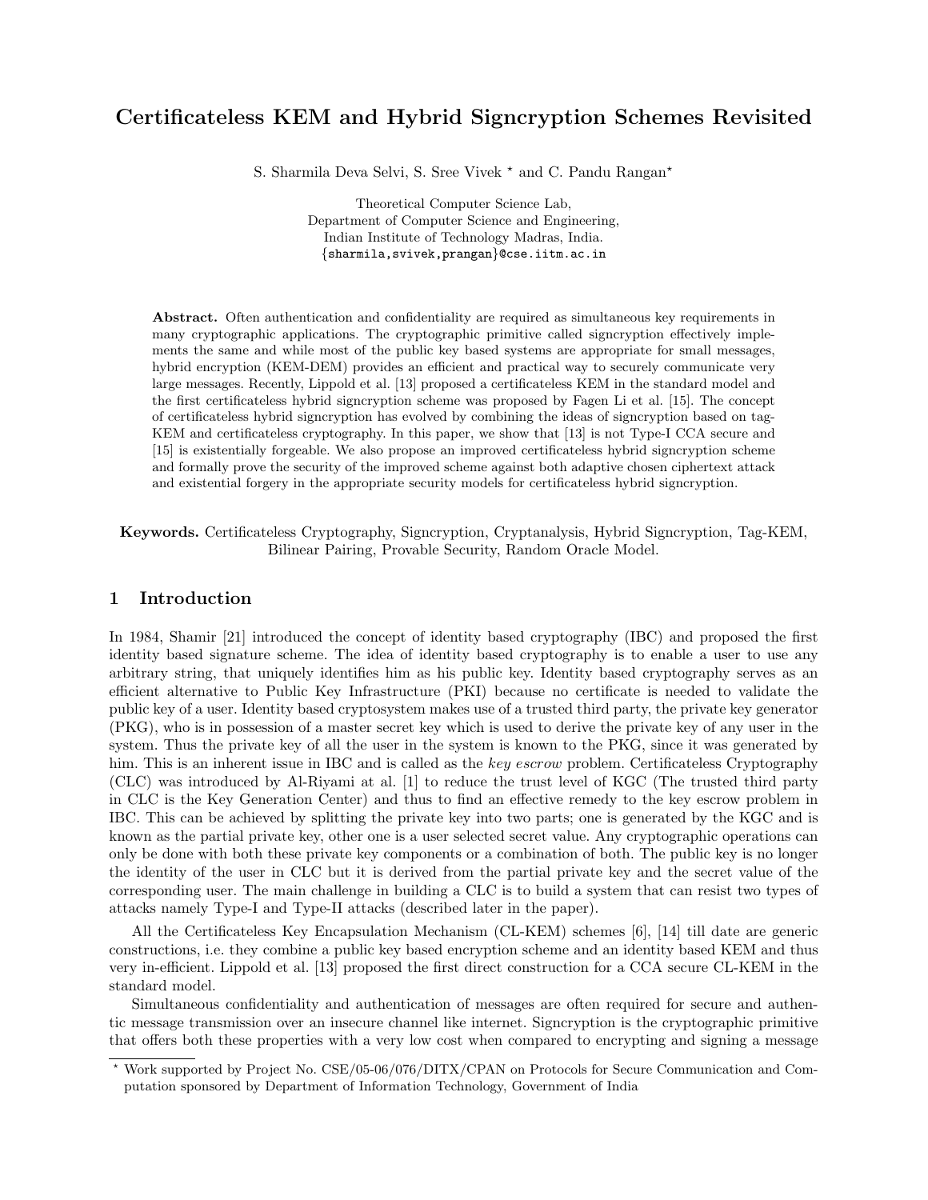# Certificateless KEM and Hybrid Signcryption Schemes Revisited

S. Sharmila Deva Selvi, S. Sree Vivek * and C. Pandu Rangan*

Theoretical Computer Science Lab,
Department of Computer Science and Engineering,
Indian Institute of Technology Madras, India.
{sharmila,svivek,prangan}@cse.iitm.ac.in

**Abstract.** Often authentication and confidentiality are required as simultaneous key requirements in many cryptographic applications. The cryptographic primitive called signcryption effectively implements the same and while most of the public key based systems are appropriate for small messages, hybrid encryption (KEM-DEM) provides an efficient and practical way to securely communicate very large messages. Recently, Lippold et al. [13] proposed a certificateless KEM in the standard model and the first certificateless hybrid signcryption scheme was proposed by Fagen Li et al. [15]. The concept of certificateless hybrid signcryption has evolved by combining the ideas of signcryption based on tag-KEM and certificateless cryptography. In this paper, we show that [13] is not Type-I CCA secure and [15] is existentially forgeable. We also propose an improved certificateless hybrid signcryption scheme and formally prove the security of the improved scheme against both adaptive chosen ciphertext attack and existential forgery in the appropriate security models for certificateless hybrid signcryption.

**Keywords.** Certificateless Cryptography, Signcryption, Cryptanalysis, Hybrid Signcryption, Tag-KEM, Bilinear Pairing, Provable Security, Random Oracle Model.

## 1 Introduction

In 1984, Shamir [21] introduced the concept of identity based cryptography (IBC) and proposed the first identity based signature scheme. The idea of identity based cryptography is to enable a user to use any arbitrary string, that uniquely identifies him as his public key. Identity based cryptography serves as an efficient alternative to Public Key Infrastructure (PKI) because no certificate is needed to validate the public key of a user. Identity based cryptosystem makes use of a trusted third party, the private key generator (PKG), who is in possession of a master secret key which is used to derive the private key of any user in the system. Thus the private key of all the user in the system is known to the PKG, since it was generated by him. This is an inherent issue in IBC and is called as the *key escrow* problem. Certificateless Cryptography (CLC) was introduced by Al-Riyami at al. [1] to reduce the trust level of KGC (The trusted third party in CLC is the Key Generation Center) and thus to find an effective remedy to the key escrow problem in IBC. This can be achieved by splitting the private key into two parts; one is generated by the KGC and is known as the partial private key, other one is a user selected secret value. Any cryptographic operations can only be done with both these private key components or a combination of both. The public key is no longer the identity of the user in CLC but it is derived from the partial private key and the secret value of the corresponding user. The main challenge in building a CLC is to build a system that can resist two types of attacks namely Type-I and Type-II attacks (described later in the paper).

All the Certificateless Key Encapsulation Mechanism (CL-KEM) schemes [6], [14] till date are generic constructions, i.e. they combine a public key based encryption scheme and an identity based KEM and thus very in-efficient. Lippold et al. [13] proposed the first direct construction for a CCA secure CL-KEM in the standard model.

Simultaneous confidentiality and authentication of messages are often required for secure and authentic message transmission over an insecure channel like internet. Signcryption is the cryptographic primitive that offers both these properties with a very low cost when compared to encrypting and signing a message

---

* Work supported by Project No. CSE/05-06/076/DITX/CPAN on Protocols for Secure Communication and Computation sponsored by Department of Information Technology, Government of India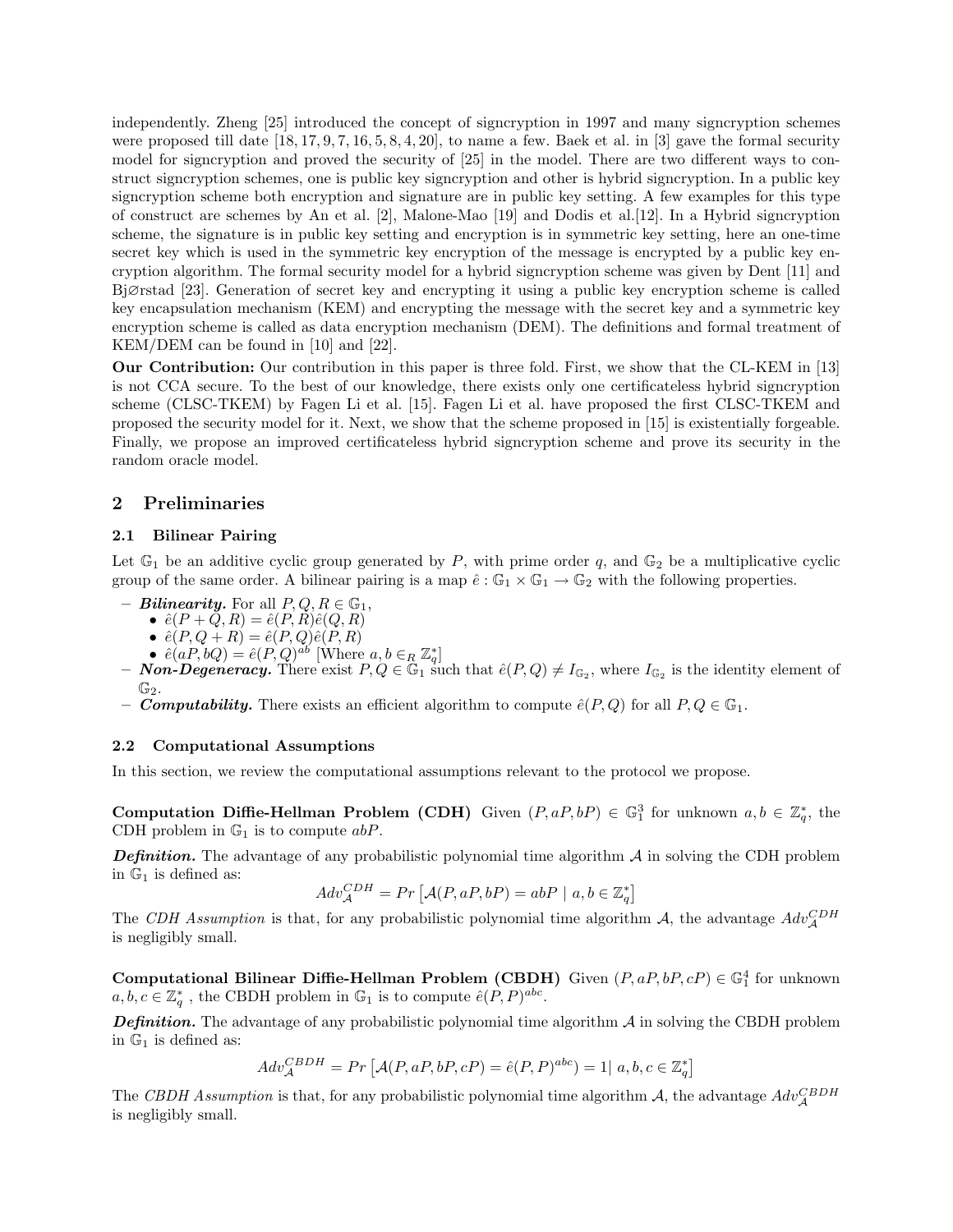independently. Zheng [25] introduced the concept of signcryption in 1997 and many signcryption schemes were proposed till date [18, 17, 9, 7, 16, 5, 8, 4, 20], to name a few. Baek et al. in [3] gave the formal security model for signcryption and proved the security of [25] in the model. There are two different ways to construct signcryption schemes, one is public key signcryption and other is hybrid signcryption. In a public key signcryption scheme both encryption and signature are in public key setting. A few examples for this type of construct are schemes by An et al. [2], Malone-Mao [19] and Dodis et al.[12]. In a Hybrid signcryption scheme, the signature is in public key setting and encryption is in symmetric key setting, here an one-time secret key which is used in the symmetric key encryption of the message is encrypted by a public key encryption algorithm. The formal security model for a hybrid signcryption scheme was given by Dent [11] and Bj⌀rstad [23]. Generation of secret key and encrypting it using a public key encryption scheme is called key encapsulation mechanism (KEM) and encrypting the message with the secret key and a symmetric key encryption scheme is called as data encryption mechanism (DEM). The definitions and formal treatment of KEM/DEM can be found in [10] and [22].

**Our Contribution:** Our contribution in this paper is three fold. First, we show that the CL-KEM in [13] is not CCA secure. To the best of our knowledge, there exists only one certificateless hybrid signcryption scheme (CLSC-TKEM) by Fagen Li et al. [15]. Fagen Li et al. have proposed the first CLSC-TKEM and proposed the security model for it. Next, we show that the scheme proposed in [15] is existentially forgeable. Finally, we propose an improved certificateless hybrid signcryption scheme and prove its security in the random oracle model.

## 2 Preliminaries

### 2.1 Bilinear Pairing

Let $\mathbb{G}_1$ be an additive cyclic group generated by $P$, with prime order $q$, and $\mathbb{G}_2$ be a multiplicative cyclic group of the same order. A bilinear pairing is a map $\hat{e} : \mathbb{G}_1 \times \mathbb{G}_1 \rightarrow \mathbb{G}_2$ with the following properties.

- ***Bilinearity.*** For all $P, Q, R \in \mathbb{G}_1$,
  - $\hat{e}(P + Q, R) = \hat{e}(P, R)\hat{e}(Q, R)$
  - $\hat{e}(P, Q + R) = \hat{e}(P, Q)\hat{e}(P, R)$
  - $\hat{e}(aP, bQ) = \hat{e}(P, Q)^{ab}$ [Where $a, b \in_R \mathbb{Z}_q^*$]
- ***Non-Degeneracy.*** There exist $P, Q \in \mathbb{G}_1$ such that $\hat{e}(P, Q) \neq I_{\mathbb{G}_2}$, where $I_{\mathbb{G}_2}$ is the identity element of $\mathbb{G}_2$.
- ***Computability.*** There exists an efficient algorithm to compute $\hat{e}(P, Q)$ for all $P, Q \in \mathbb{G}_1$.

### 2.2 Computational Assumptions

In this section, we review the computational assumptions relevant to the protocol we propose.

**Computation Diffie-Hellman Problem (CDH)** Given $(P, aP, bP) \in \mathbb{G}_1^3$ for unknown $a, b \in \mathbb{Z}_q^*$, the CDH problem in $\mathbb{G}_1$ is to compute $abP$.

***Definition.*** The advantage of any probabilistic polynomial time algorithm $\mathcal{A}$ in solving the CDH problem in $\mathbb{G}_1$ is defined as:

$$Adv_{\mathcal{A}}^{CDH} = Pr\left[\mathcal{A}(P, aP, bP) = abP \mid a, b \in \mathbb{Z}_q^*\right]$$

The *CDH Assumption* is that, for any probabilistic polynomial time algorithm $\mathcal{A}$, the advantage $Adv_{\mathcal{A}}^{CDH}$ is negligibly small.

**Computational Bilinear Diffie-Hellman Problem (CBDH)** Given $(P, aP, bP, cP) \in \mathbb{G}_1^4$ for unknown $a, b, c \in \mathbb{Z}_q^*$ , the CBDH problem in $\mathbb{G}_1$ is to compute $\hat{e}(P, P)^{abc}$.

***Definition.*** The advantage of any probabilistic polynomial time algorithm $\mathcal{A}$ in solving the CBDH problem in $\mathbb{G}_1$ is defined as:

$$Adv_{\mathcal{A}}^{CBDH} = Pr\left[\mathcal{A}(P, aP, bP, cP) = \hat{e}(P, P)^{abc}) = 1 \mid a, b, c \in \mathbb{Z}_q^*\right]$$

The *CBDH Assumption* is that, for any probabilistic polynomial time algorithm $\mathcal{A}$, the advantage $Adv_{\mathcal{A}}^{CBDH}$ is negligibly small.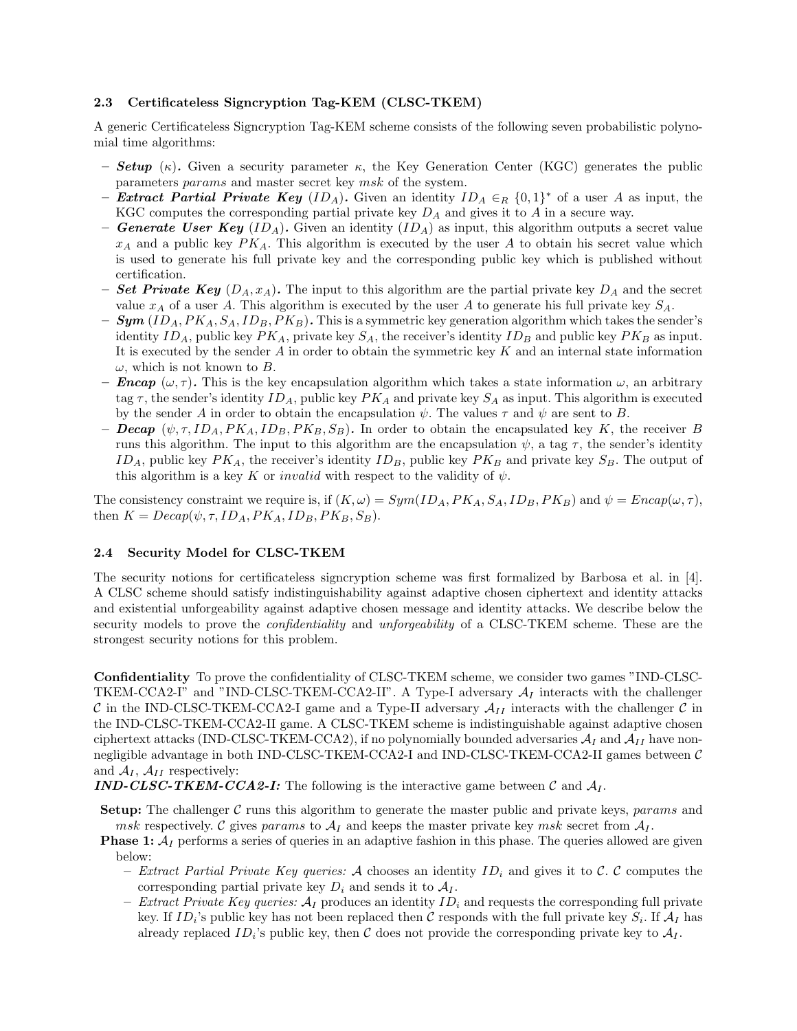### 2.3 Certificateless Signcryption Tag-KEM (CLSC-TKEM)

A generic Certificateless Signcryption Tag-KEM scheme consists of the following seven probabilistic polynomial time algorithms:

- ***Setup*** $(\kappa)$***.*** Given a security parameter $\kappa$, the Key Generation Center (KGC) generates the public parameters *params* and master secret key *msk* of the system.
- ***Extract Partial Private Key*** $(ID_A)$***.*** Given an identity $ID_A \in_R \{0,1\}^*$ of a user $A$ as input, the KGC computes the corresponding partial private key $D_A$ and gives it to $A$ in a secure way.
- ***Generate User Key*** $(ID_A)$***.*** Given an identity $(ID_A)$ as input, this algorithm outputs a secret value $x_A$ and a public key $PK_A$. This algorithm is executed by the user $A$ to obtain his secret value which is used to generate his full private key and the corresponding public key which is published without certification.
- ***Set Private Key*** $(D_A, x_A)$***.*** The input to this algorithm are the partial private key $D_A$ and the secret value $x_A$ of a user $A$. This algorithm is executed by the user $A$ to generate his full private key $S_A$.
- ***Sym*** $(ID_A, PK_A, S_A, ID_B, PK_B)$***.*** This is a symmetric key generation algorithm which takes the sender's identity $ID_A$, public key $PK_A$, private key $S_A$, the receiver's identity $ID_B$ and public key $PK_B$ as input. It is executed by the sender $A$ in order to obtain the symmetric key $K$ and an internal state information $\omega$, which is not known to $B$.
- ***Encap*** $(\omega, \tau)$***.*** This is the key encapsulation algorithm which takes a state information $\omega$, an arbitrary tag $\tau$, the sender's identity $ID_A$, public key $PK_A$ and private key $S_A$ as input. This algorithm is executed by the sender $A$ in order to obtain the encapsulation $\psi$. The values $\tau$ and $\psi$ are sent to $B$.
- ***Decap*** $(\psi, \tau, ID_A, PK_A, ID_B, PK_B, S_B)$***.*** In order to obtain the encapsulated key $K$, the receiver $B$ runs this algorithm. The input to this algorithm are the encapsulation $\psi$, a tag $\tau$, the sender's identity $ID_A$, public key $PK_A$, the receiver's identity $ID_B$, public key $PK_B$ and private key $S_B$. The output of this algorithm is a key $K$ or *invalid* with respect to the validity of $\psi$.

The consistency constraint we require is, if $(K, \omega) = Sym(ID_A, PK_A, S_A, ID_B, PK_B)$ and $\psi = Encap(\omega, \tau)$, then $K = Decap(\psi, \tau, ID_A, PK_A, ID_B, PK_B, S_B)$.

### 2.4 Security Model for CLSC-TKEM

The security notions for certificateless signcryption scheme was first formalized by Barbosa et al. in [4]. A CLSC scheme should satisfy indistinguishability against adaptive chosen ciphertext and identity attacks and existential unforgeability against adaptive chosen message and identity attacks. We describe below the security models to prove the *confidentiality* and *unforgeability* of a CLSC-TKEM scheme. These are the strongest security notions for this problem.

**Confidentiality** To prove the confidentiality of CLSC-TKEM scheme, we consider two games "IND-CLSC-TKEM-CCA2-I" and "IND-CLSC-TKEM-CCA2-II". A Type-I adversary $\mathcal{A}_I$ interacts with the challenger $\mathcal{C}$ in the IND-CLSC-TKEM-CCA2-I game and a Type-II adversary $\mathcal{A}_{II}$ interacts with the challenger $\mathcal{C}$ in the IND-CLSC-TKEM-CCA2-I game. A CLSC-TKEM scheme is indistinguishable against adaptive chosen ciphertext attacks (IND-CLSC-TKEM-CCA2), if no polynomially bounded adversaries $\mathcal{A}_I$ and $\mathcal{A}_{II}$ have non-negligible advantage in both IND-CLSC-TKEM-CCA2-I and IND-CLSC-TKEM-CCA2-II games between $\mathcal{C}$ and $\mathcal{A}_I$, $\mathcal{A}_{II}$ respectively:

***IND-CLSC-TKEM-CCA2-I:*** The following is the interactive game between $\mathcal{C}$ and $\mathcal{A}_I$.

**Setup:** The challenger $\mathcal{C}$ runs this algorithm to generate the master public and private keys, *params* and *msk* respectively. $\mathcal{C}$ gives *params* to $\mathcal{A}_I$ and keeps the master private key *msk* secret from $\mathcal{A}_I$.

**Phase 1:** $\mathcal{A}_I$ performs a series of queries in an adaptive fashion in this phase. The queries allowed are given below:

- *Extract Partial Private Key queries:* $\mathcal{A}$ chooses an identity $ID_i$ and gives it to $\mathcal{C}$. $\mathcal{C}$ computes the corresponding partial private key $D_i$ and sends it to $\mathcal{A}_I$.
- *Extract Private Key queries:* $\mathcal{A}_I$ produces an identity $ID_i$ and requests the corresponding full private key. If $ID_i$'s public key has not been replaced then $\mathcal{C}$ responds with the full private key $S_i$. If $\mathcal{A}_I$ has already replaced $ID_i$'s public key, then $\mathcal{C}$ does not provide the corresponding private key to $\mathcal{A}_I$.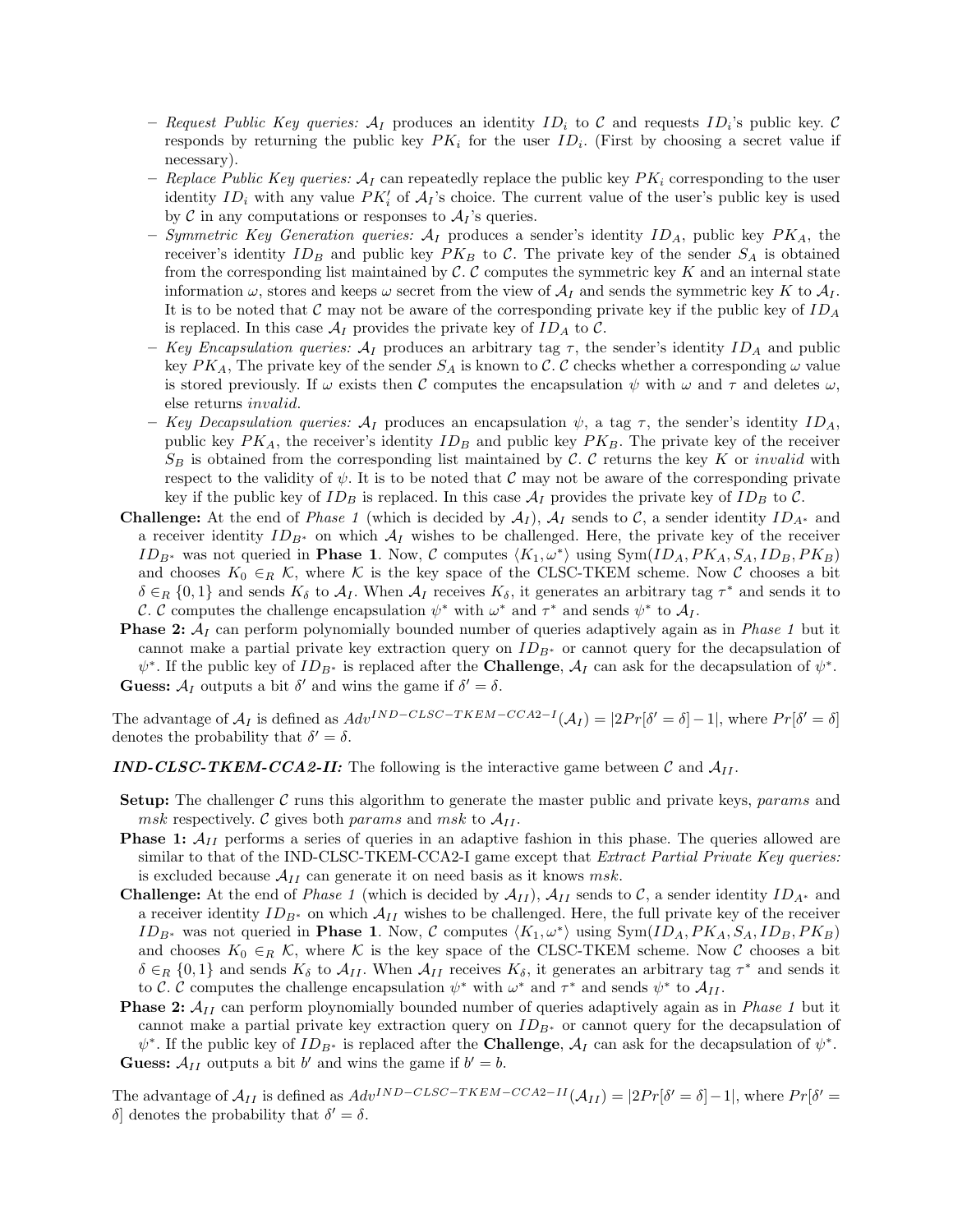- *Request Public Key queries:* $\mathcal{A}_I$ produces an identity $ID_i$ to $\mathcal{C}$ and requests $ID_i$'s public key. $\mathcal{C}$ responds by returning the public key $PK_i$ for the user $ID_i$. (First by choosing a secret value if necessary).
- *Replace Public Key queries:* $\mathcal{A}_I$ can repeatedly replace the public key $PK_i$ corresponding to the user identity $ID_i$ with any value $PK'_i$ of $\mathcal{A}_I$'s choice. The current value of the user's public key is used by $\mathcal{C}$ in any computations or responses to $\mathcal{A}_I$'s queries.
- *Symmetric Key Generation queries:* $\mathcal{A}_I$ produces a sender's identity $ID_A$, public key $PK_A$, the receiver's identity $ID_B$ and public key $PK_B$ to $\mathcal{C}$. The private key of the sender $S_A$ is obtained from the corresponding list maintained by $\mathcal{C}$. $\mathcal{C}$ computes the symmetric key $K$ and an internal state information $\omega$, stores and keeps $\omega$ secret from the view of $\mathcal{A}_I$ and sends the symmetric key $K$ to $\mathcal{A}_I$. It is to be noted that $\mathcal{C}$ may not be aware of the corresponding private key if the public key of $ID_A$ is replaced. In this case $\mathcal{A}_I$ provides the private key of $ID_A$ to $\mathcal{C}$.
- *Key Encapsulation queries:* $\mathcal{A}_I$ produces an arbitrary tag $\tau$, the sender's identity $ID_A$ and public key $PK_A$, The private key of the sender $S_A$ is known to $\mathcal{C}$. $\mathcal{C}$ checks whether a corresponding $\omega$ value is stored previously. If $\omega$ exists then $\mathcal{C}$ computes the encapsulation $\psi$ with $\omega$ and $\tau$ and deletes $\omega$, else returns *invalid*.
- *Key Decapsulation queries:* $\mathcal{A}_I$ produces an encapsulation $\psi$, a tag $\tau$, the sender's identity $ID_A$, public key $PK_A$, the receiver's identity $ID_B$ and public key $PK_B$. The private key of the receiver $S_B$ is obtained from the corresponding list maintained by $\mathcal{C}$. $\mathcal{C}$ returns the key $K$ or *invalid* with respect to the validity of $\psi$. It is to be noted that $\mathcal{C}$ may not be aware of the corresponding private key if the public key of $ID_B$ is replaced. In this case $\mathcal{A}_I$ provides the private key of $ID_B$ to $\mathcal{C}$.

**Challenge:** At the end of *Phase 1* (which is decided by $\mathcal{A}_I$), $\mathcal{A}_I$ sends to $\mathcal{C}$, a sender identity $ID_{A^*}$ and a receiver identity $ID_{B^*}$ on which $\mathcal{A}_I$ wishes to be challenged. Here, the private key of the receiver $ID_{B^*}$ was not queried in **Phase 1**. Now, $\mathcal{C}$ computes $\langle K_1, \omega^* \rangle$ using Sym$(ID_A, PK_A, S_A, ID_B, PK_B)$ and chooses $K_0 \in_R \mathcal{K}$, where $\mathcal{K}$ is the key space of the CLSC-TKEM scheme. Now $\mathcal{C}$ chooses a bit $\delta \in_R \{0, 1\}$ and sends $K_\delta$ to $\mathcal{A}_I$. When $\mathcal{A}_I$ receives $K_\delta$, it generates an arbitrary tag $\tau^*$ and sends it to $\mathcal{C}$. $\mathcal{C}$ computes the challenge encapsulation $\psi^*$ with $\omega^*$ and $\tau^*$ and sends $\psi^*$ to $\mathcal{A}_I$.

**Phase 2:** $\mathcal{A}_I$ can perform polynomially bounded number of queries adaptively again as in *Phase 1* but it cannot make a partial private key extraction query on $ID_{B^*}$ or cannot query for the decapsulation of $\psi^*$. If the public key of $ID_{B^*}$ is replaced after the **Challenge**, $\mathcal{A}_I$ can ask for the decapsulation of $\psi^*$.

**Guess:** $\mathcal{A}_I$ outputs a bit $\delta'$ and wins the game if $\delta' = \delta$.

The advantage of $\mathcal{A}_I$ is defined as $Adv^{IND-CLSC-TKEM-CCA2-I}(\mathcal{A}_I) = |2Pr[\delta' = \delta] - 1|$, where $Pr[\delta' = \delta]$ denotes the probability that $\delta' = \delta$.

***IND-CLSC-TKEM-CCA2-II:*** The following is the interactive game between $\mathcal{C}$ and $\mathcal{A}_{II}$.

**Setup:** The challenger $\mathcal{C}$ runs this algorithm to generate the master public and private keys, *params* and *msk* respectively. $\mathcal{C}$ gives both *params* and *msk* to $\mathcal{A}_{II}$.

**Phase 1:** $\mathcal{A}_{II}$ performs a series of queries in an adaptive fashion in this phase. The queries allowed are similar to that of the IND-CLSC-TKEM-CCA2-I game except that *Extract Partial Private Key queries:* is excluded because $\mathcal{A}_{II}$ can generate it on need basis as it knows *msk*.

**Challenge:** At the end of *Phase 1* (which is decided by $\mathcal{A}_{II}$), $\mathcal{A}_{II}$ sends to $\mathcal{C}$, a sender identity $ID_{A^*}$ and a receiver identity $ID_{B^*}$ on which $\mathcal{A}_{II}$ wishes to be challenged. Here, the full private key of the receiver $ID_{B^*}$ was not queried in **Phase 1**. Now, $\mathcal{C}$ computes $\langle K_1, \omega^* \rangle$ using Sym$(ID_A, PK_A, S_A, ID_B, PK_B)$ and chooses $K_0 \in_R \mathcal{K}$, where $\mathcal{K}$ is the key space of the CLSC-TKEM scheme. Now $\mathcal{C}$ chooses a bit $\delta \in_R \{0, 1\}$ and sends $K_\delta$ to $\mathcal{A}_{II}$. When $\mathcal{A}_{II}$ receives $K_\delta$, it generates an arbitrary tag $\tau^*$ and sends it to $\mathcal{C}$. $\mathcal{C}$ computes the challenge encapsulation $\psi^*$ with $\omega^*$ and $\tau^*$ and sends $\psi^*$ to $\mathcal{A}_{II}$.

**Phase 2:** $\mathcal{A}_{II}$ can perform ploynomially bounded number of queries adaptively again as in *Phase 1* but it cannot make a partial private key extraction query on $ID_{B^*}$ or cannot query for the decapsulation of $\psi^*$. If the public key of $ID_{B^*}$ is replaced after the **Challenge**, $\mathcal{A}_I$ can ask for the decapsulation of $\psi^*$.

**Guess:** $\mathcal{A}_{II}$ outputs a bit $b'$ and wins the game if $b' = b$.

The advantage of $\mathcal{A}_{II}$ is defined as $Adv^{IND-CLSC-TKEM-CCA2-II}(\mathcal{A}_{II}) = |2Pr[\delta' = \delta] - 1|$, where $Pr[\delta' = \delta]$ denotes the probability that $\delta' = \delta$.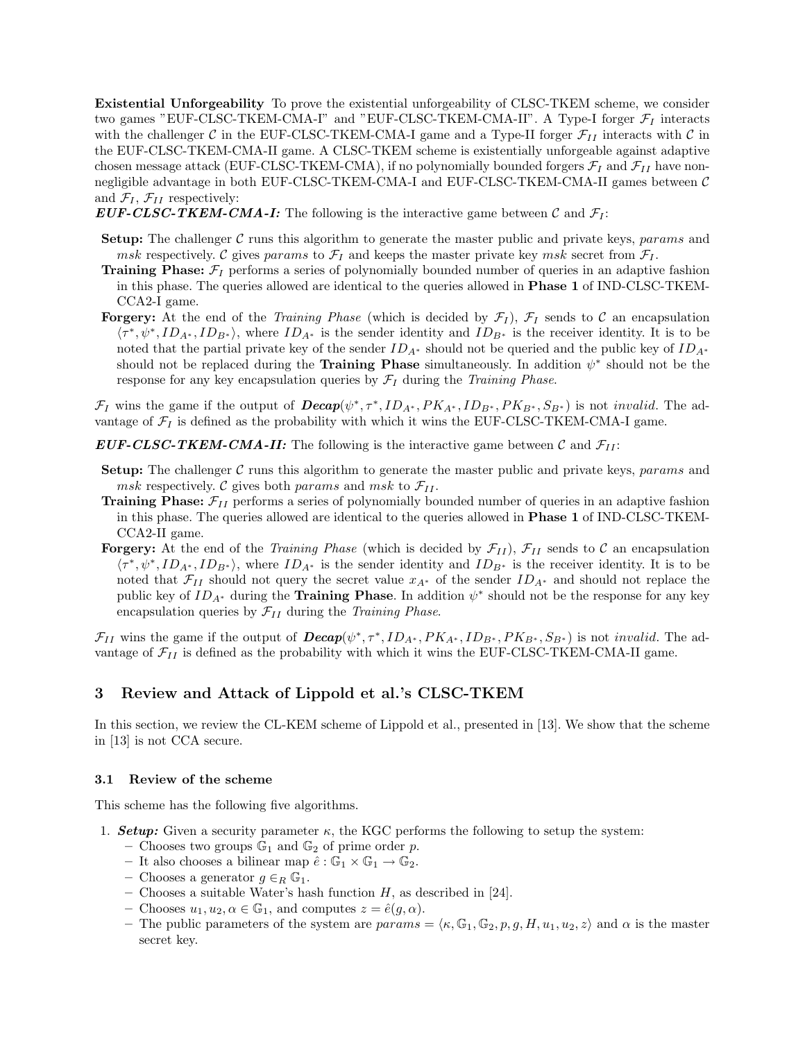**Existential Unforgeability** To prove the existential unforgeability of CLSC-TKEM scheme, we consider two games "EUF-CLSC-TKEM-CMA-I" and "EUF-CLSC-TKEM-CMA-II". A Type-I forger $\mathcal{F}_I$ interacts with the challenger $\mathcal{C}$ in the EUF-CLSC-TKEM-CMA-I game and a Type-II forger $\mathcal{F}_{II}$ interacts with $\mathcal{C}$ in the EUF-CLSC-TKEM-CMA-II game. A CLSC-TKEM scheme is existentially unforgeable against adaptive chosen message attack (EUF-CLSC-TKEM-CMA), if no polynomially bounded forgers $\mathcal{F}_I$ and $\mathcal{F}_{II}$ have non-negligible advantage in both EUF-CLSC-TKEM-CMA-I and EUF-CLSC-TKEM-CMA-II games between $\mathcal{C}$ and $\mathcal{F}_I$, $\mathcal{F}_{II}$ respectively:

***EUF-CLSC-TKEM-CMA-I:*** The following is the interactive game between $\mathcal{C}$ and $\mathcal{F}_I$:

- **Setup:** The challenger $\mathcal{C}$ runs this algorithm to generate the master public and private keys, *params* and *msk* respectively. $\mathcal{C}$ gives *params* to $\mathcal{F}_I$ and keeps the master private key *msk* secret from $\mathcal{F}_I$.
- **Training Phase:** $\mathcal{F}_I$ performs a series of polynomially bounded number of queries in an adaptive fashion in this phase. The queries allowed are identical to the queries allowed in **Phase 1** of IND-CLSC-TKEM-CCA2-I game.
- **Forgery:** At the end of the *Training Phase* (which is decided by $\mathcal{F}_I$), $\mathcal{F}_I$ sends to $\mathcal{C}$ an encapsulation $\langle \tau^*, \psi^*, ID_{A^*}, ID_{B^*} \rangle$, where $ID_{A^*}$ is the sender identity and $ID_{B^*}$ is the receiver identity. It is to be noted that the partial private key of the sender $ID_{A^*}$ should not be queried and the public key of $ID_{A^*}$ should not be replaced during the **Training Phase** simultaneously. In addition $\psi^*$ should not be the response for any key encapsulation queries by $\mathcal{F}_I$ during the *Training Phase*.

$\mathcal{F}_I$ wins the game if the output of ***Decap***$(\psi^*, \tau^*, ID_{A^*}, PK_{A^*}, ID_{B^*}, PK_{B^*}, S_{B^*})$ is not *invalid*. The advantage of $\mathcal{F}_I$ is defined as the probability with which it wins the EUF-CLSC-TKEM-CMA-I game.

***EUF-CLSC-TKEM-CMA-II:*** The following is the interactive game between $\mathcal{C}$ and $\mathcal{F}_{II}$:

- **Setup:** The challenger $\mathcal{C}$ runs this algorithm to generate the master public and private keys, *params* and *msk* respectively. $\mathcal{C}$ gives both *params* and *msk* to $\mathcal{F}_{II}$.
- **Training Phase:** $\mathcal{F}_{II}$ performs a series of polynomially bounded number of queries in an adaptive fashion in this phase. The queries allowed are identical to the queries allowed in **Phase 1** of IND-CLSC-TKEM-CCA2-II game.
- **Forgery:** At the end of the *Training Phase* (which is decided by $\mathcal{F}_{II}$), $\mathcal{F}_{II}$ sends to $\mathcal{C}$ an encapsulation $\langle \tau^*, \psi^*, ID_{A^*}, ID_{B^*} \rangle$, where $ID_{A^*}$ is the sender identity and $ID_{B^*}$ is the receiver identity. It is to be noted that $\mathcal{F}_{II}$ should not query the secret value $x_{A^*}$ of the sender $ID_{A^*}$ and should not replace the public key of $ID_{A^*}$ during the **Training Phase**. In addition $\psi^*$ should not be the response for any key encapsulation queries by $\mathcal{F}_{II}$ during the *Training Phase*.

$\mathcal{F}_{II}$ wins the game if the output of ***Decap***$(\psi^*, \tau^*, ID_{A^*}, PK_{A^*}, ID_{B^*}, PK_{B^*}, S_{B^*})$ is not *invalid*. The advantage of $\mathcal{F}_{II}$ is defined as the probability with which it wins the EUF-CLSC-TKEM-CMA-II game.

## 3 Review and Attack of Lippold et al.'s CLSC-TKEM

In this section, we review the CL-KEM scheme of Lippold et al., presented in [13]. We show that the scheme in [13] is not CCA secure.

### 3.1 Review of the scheme

This scheme has the following five algorithms.

1. ***Setup:*** Given a security parameter $\kappa$, the KGC performs the following to setup the system:
   - Chooses two groups $\mathbb{G}_1$ and $\mathbb{G}_2$ of prime order $p$.
   - It also chooses a bilinear map $\hat{e} : \mathbb{G}_1 \times \mathbb{G}_1 \rightarrow \mathbb{G}_2$.
   - Chooses a generator $g \in_R \mathbb{G}_1$.
   - Chooses a suitable Water's hash function $H$, as described in [24].
   - Chooses $u_1, u_2, \alpha \in \mathbb{G}_1$, and computes $z = \hat{e}(g, \alpha)$.
   - The public parameters of the system are $params = \langle \kappa, \mathbb{G}_1, \mathbb{G}_2, p, g, H, u_1, u_2, z \rangle$ and $\alpha$ is the master secret key.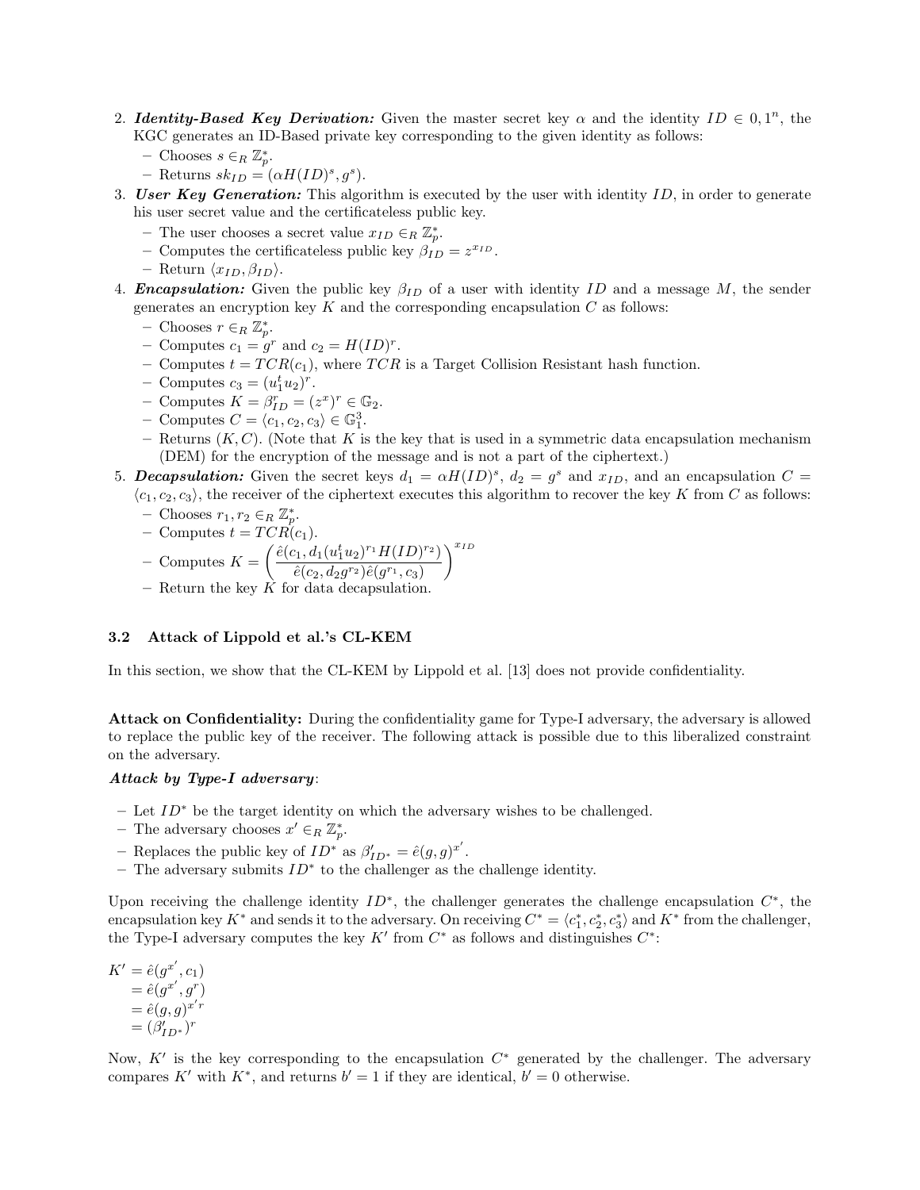2. ***Identity-Based Key Derivation:*** Given the master secret key $\alpha$ and the identity $ID \in 0, 1^n$, the KGC generates an ID-Based private key corresponding to the given identity as follows:
   - Chooses $s \in_R \mathbb{Z}_p^*$.
   - Returns $sk_{ID} = (\alpha H(ID)^s, g^s)$.
3. ***User Key Generation:*** This algorithm is executed by the user with identity $ID$, in order to generate his user secret value and the certificateless public key.
   - The user chooses a secret value $x_{ID} \in_R \mathbb{Z}_p^*$.
   - Computes the certificateless public key $\beta_{ID} = z^{x_{ID}}$.
   - Return $\langle x_{ID}, \beta_{ID} \rangle$.
4. ***Encapsulation:*** Given the public key $\beta_{ID}$ of a user with identity $ID$ and a message $M$, the sender generates an encryption key $K$ and the corresponding encapsulation $C$ as follows:
   - Chooses $r \in_R \mathbb{Z}_p^*$.
   - Computes $c_1 = g^r$ and $c_2 = H(ID)^r$.
   - Computes $t = TCR(c_1)$, where $TCR$ is a Target Collision Resistant hash function.
   - Computes $c_3 = (u_1^t u_2)^r$.
   - Computes $K = \beta_{ID}^r = (z^x)^r \in \mathbb{G}_2$.
   - Computes $C = \langle c_1, c_2, c_3 \rangle \in \mathbb{G}_1^3$.
   - Returns $(K, C)$. (Note that $K$ is the key that is used in a symmetric data encapsulation mechanism (DEM) for the encryption of the message and is not a part of the ciphertext.)
5. ***Decapsulation:*** Given the secret keys $d_1 = \alpha H(ID)^s$, $d_2 = g^s$ and $x_{ID}$, and an encapsulation $C = \langle c_1, c_2, c_3 \rangle$, the receiver of the ciphertext executes this algorithm to recover the key $K$ from $C$ as follows:
   - Chooses $r_1, r_2 \in_R \mathbb{Z}_p^*$.
   - Computes $t = TCR(c_1)$.
   - Computes $K = \left( \dfrac{\hat{e}(c_1, d_1 (u_1^t u_2)^{r_1} H(ID)^{r_2})}{\hat{e}(c_2, d_2 g^{r_2}) \hat{e}(g^{r_1}, c_3)} \right)^{x_{ID}}$
   - Return the key $K$ for data decapsulation.

### 3.2 Attack of Lippold et al.'s CL-KEM

In this section, we show that the CL-KEM by Lippold et al. [13] does not provide confidentiality.

**Attack on Confidentiality:** During the confidentiality game for Type-I adversary, the adversary is allowed to replace the public key of the receiver. The following attack is possible due to this liberalized constraint on the adversary.

***Attack by Type-I adversary***:

- Let $ID^*$ be the target identity on which the adversary wishes to be challenged.
- The adversary chooses $x' \in_R \mathbb{Z}_p^*$.
- Replaces the public key of $ID^*$ as $\beta'_{ID^*} = \hat{e}(g, g)^{x'}$.
- The adversary submits $ID^*$ to the challenger as the challenge identity.

Upon receiving the challenge identity $ID^*$, the challenger generates the challenge encapsulation $C^*$, the encapsulation key $K^*$ and sends it to the adversary. On receiving $C^* = \langle c_1^*, c_2^*, c_3^* \rangle$ and $K^*$ from the challenger, the Type-I adversary computes the key $K'$ from $C^*$ as follows and distinguishes $C^*$:

$$
\begin{aligned}
K' &= \hat{e}(g^{x'}, c_1) \\
&= \hat{e}(g^{x'}, g^r) \\
&= \hat{e}(g, g)^{x'r} \\
&= (\beta'_{ID^*})^r
\end{aligned}
$$

Now, $K'$ is the key corresponding to the encapsulation $C^*$ generated by the challenger. The adversary compares $K'$ with $K^*$, and returns $b' = 1$ if they are identical, $b' = 0$ otherwise.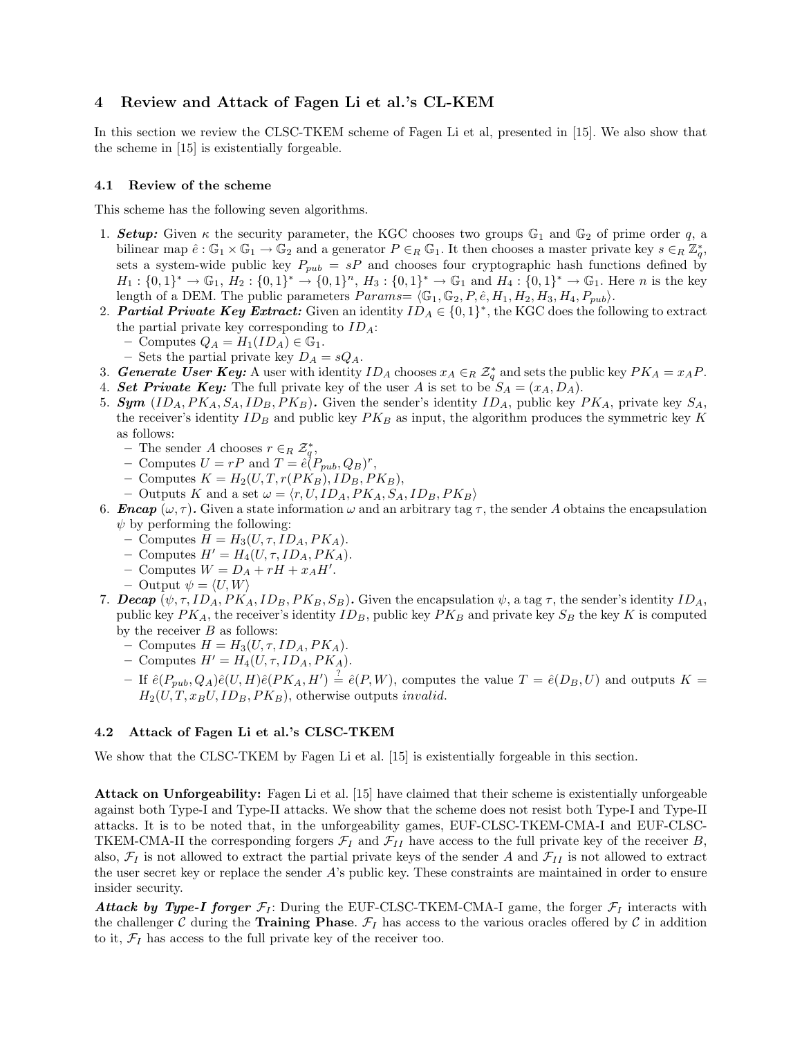## 4 Review and Attack of Fagen Li et al.'s CL-KEM

In this section we review the CLSC-TKEM scheme of Fagen Li et al, presented in [15]. We also show that the scheme in [15] is existentially forgeable.

### 4.1 Review of the scheme

This scheme has the following seven algorithms.

1. ***Setup:*** Given $\kappa$ the security parameter, the KGC chooses two groups $\mathbb{G}_1$ and $\mathbb{G}_2$ of prime order $q$, a bilinear map $\hat{e} : \mathbb{G}_1 \times \mathbb{G}_1 \rightarrow \mathbb{G}_2$ and a generator $P \in_R \mathbb{G}_1$. It then chooses a master private key $s \in_R \mathbb{Z}_q^*$, sets a system-wide public key $P_{pub} = sP$ and chooses four cryptographic hash functions defined by $H_1 : \{0,1\}^* \rightarrow \mathbb{G}_1$, $H_2 : \{0,1\}^* \rightarrow \{0,1\}^n$, $H_3 : \{0,1\}^* \rightarrow \mathbb{G}_1$ and $H_4 : \{0,1\}^* \rightarrow \mathbb{G}_1$. Here $n$ is the key length of a DEM. The public parameters $Params = \langle \mathbb{G}_1, \mathbb{G}_2, P, \hat{e}, H_1, H_2, H_3, H_4, P_{pub} \rangle$.
2. ***Partial Private Key Extract:*** Given an identity $ID_A \in \{0,1\}^*$, the KGC does the following to extract the partial private key corresponding to $ID_A$:
   - Computes $Q_A = H_1(ID_A) \in \mathbb{G}_1$.
   - Sets the partial private key $D_A = sQ_A$.
3. ***Generate User Key:*** A user with identity $ID_A$ chooses $x_A \in_R \mathcal{Z}_q^*$ and sets the public key $PK_A = x_A P$.
4. ***Set Private Key:*** The full private key of the user $A$ is set to be $S_A = (x_A, D_A)$.
5. ***Sym*** $(ID_A, PK_A, S_A, ID_B, PK_B)$**.** Given the sender's identity $ID_A$, public key $PK_A$, private key $S_A$, the receiver's identity $ID_B$ and public key $PK_B$ as input, the algorithm produces the symmetric key $K$ as follows:
   - The sender $A$ chooses $r \in_R \mathcal{Z}_q^*$,
   - Computes $U = rP$ and $T = \hat{e}(P_{pub}, Q_B)^r$,
   - Computes $K = H_2(U, T, r(PK_B), ID_B, PK_B)$,
   - Outputs $K$ and a set $\omega = \langle r, U, ID_A, PK_A, S_A, ID_B, PK_B \rangle$
6. ***Encap*** $(\omega, \tau)$**.** Given a state information $\omega$ and an arbitrary tag $\tau$, the sender $A$ obtains the encapsulation $\psi$ by performing the following:
   - Computes $H = H_3(U, \tau, ID_A, PK_A)$.
   - Computes $H' = H_4(U, \tau, ID_A, PK_A)$.
   - Computes $W = D_A + rH + x_A H'$.
   - Output $\psi = \langle U, W \rangle$
7. ***Decap*** $(\psi, \tau, ID_A, PK_A, ID_B, PK_B, S_B)$**.** Given the encapsulation $\psi$, a tag $\tau$, the sender's identity $ID_A$, public key $PK_A$, the receiver's identity $ID_B$, public key $PK_B$ and private key $S_B$ the key $K$ is computed by the receiver $B$ as follows:
   - Computes $H = H_3(U, \tau, ID_A, PK_A)$.
   - Computes $H' = H_4(U, \tau, ID_A, PK_A)$.
   - If $\hat{e}(P_{pub}, Q_A)\hat{e}(U, H)\hat{e}(PK_A, H') \stackrel{?}{=} \hat{e}(P, W)$, computes the value $T = \hat{e}(D_B, U)$ and outputs $K = H_2(U, T, x_B U, ID_B, PK_B)$, otherwise outputs *invalid*.

### 4.2 Attack of Fagen Li et al.'s CLSC-TKEM

We show that the CLSC-TKEM by Fagen Li et al. [15] is existentially forgeable in this section.

**Attack on Unforgeability:** Fagen Li et al. [15] have claimed that their scheme is existentially unforgeable against both Type-I and Type-II attacks. We show that the scheme does not resist both Type-I and Type-II attacks. It is to be noted that, in the unforgeability games, EUF-CLSC-TKEM-CMA-I and EUF-CLSC-TKEM-CMA-II the corresponding forgers $\mathcal{F}_I$ and $\mathcal{F}_{II}$ have access to the full private key of the receiver $B$, also, $\mathcal{F}_I$ is not allowed to extract the partial private keys of the sender $A$ and $\mathcal{F}_{II}$ is not allowed to extract the user secret key or replace the sender $A$'s public key. These constraints are maintained in order to ensure insider security.

***Attack by Type-I forger*** $\mathcal{F}_I$: During the EUF-CLSC-TKEM-CMA-I game, the forger $\mathcal{F}_I$ interacts with the challenger $\mathcal{C}$ during the **Training Phase**. $\mathcal{F}_I$ has access to the various oracles offered by $\mathcal{C}$ in addition to it, $\mathcal{F}_I$ has access to the full private key of the receiver too.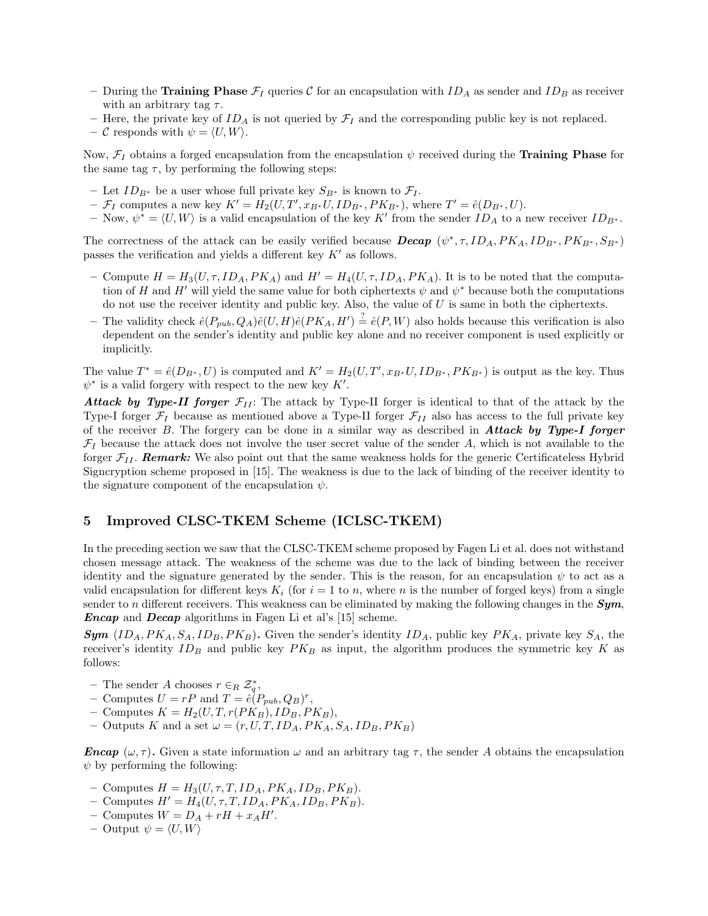– During the **Training Phase** $\mathcal{F}_I$ queries $\mathcal{C}$ for an encapsulation with $ID_A$ as sender and $ID_B$ as receiver with an arbitrary tag $\tau$.
– Here, the private key of $ID_A$ is not queried by $\mathcal{F}_I$ and the corresponding public key is not replaced.
– $\mathcal{C}$ responds with $\psi = \langle U, W \rangle$.

Now, $\mathcal{F}_I$ obtains a forged encapsulation from the encapsulation $\psi$ received during the **Training Phase** for the same tag $\tau$, by performing the following steps:

– Let $ID_{B^*}$ be a user whose full private key $S_{B^*}$ is known to $\mathcal{F}_I$.
– $\mathcal{F}_I$ computes a new key $K' = H_2(U, T', x_{B^*}U, ID_{B^*}, PK_{B^*})$, where $T' = \hat{e}(D_{B^*}, U)$.
– Now, $\psi^* = \langle U, W \rangle$ is a valid encapsulation of the key $K'$ from the sender $ID_A$ to a new receiver $ID_{B^*}$.

The correctness of the attack can be easily verified because ***Decap*** $(\psi^*, \tau, ID_A, PK_A, ID_{B^*}, PK_{B^*}, S_{B^*})$ passes the verification and yields a different key $K'$ as follows.

– Compute $H = H_3(U, \tau, ID_A, PK_A)$ and $H' = H_4(U, \tau, ID_A, PK_A)$. It is to be noted that the computation of $H$ and $H'$ will yield the same value for both ciphertexts $\psi$ and $\psi^*$ because both the computations do not use the receiver identity and public key. Also, the value of $U$ is same in both the ciphertexts.
– The validity check $\hat{e}(P_{pub}, Q_A)\hat{e}(U, H)\hat{e}(PK_A, H') \stackrel{?}{=} \hat{e}(P, W)$ also holds because this verification is also dependent on the sender's identity and public key alone and no receiver component is used explicitly or implicitly.

The value $T^* = \hat{e}(D_{B^*}, U)$ is computed and $K' = H_2(U, T', x_{B^*}U, ID_{B^*}, PK_{B^*})$ is output as the key. Thus $\psi^*$ is a valid forgery with respect to the new key $K'$.

***Attack by Type-II forger*** $\mathcal{F}_{II}$: The attack by Type-II forger is identical to that of the attack by the Type-I forger $\mathcal{F}_I$ because as mentioned above a Type-II forger $\mathcal{F}_{II}$ also has access to the full private key of the receiver $B$. The forgery can be done in a similar way as described in ***Attack by Type-I forger*** $\mathcal{F}_I$ because the attack does not involve the user secret value of the sender $A$, which is not available to the forger $\mathcal{F}_{II}$. ***Remark:*** We also point out that the same weakness holds for the generic Certificateless Hybrid Signcryption scheme proposed in [15]. The weakness is due to the lack of binding of the receiver identity to the signature component of the encapsulation $\psi$.

## 5 Improved CLSC-TKEM Scheme (ICLSC-TKEM)

In the preceding section we saw that the CLSC-TKEM scheme proposed by Fagen Li et al. does not withstand chosen message attack. The weakness of the scheme was due to the lack of binding between the receiver identity and the signature generated by the sender. This is the reason, for an encapsulation $\psi$ to act as a valid encapsulation for different keys $K_i$ (for $i = 1$ to $n$, where $n$ is the number of forged keys) from a single sender to $n$ different receivers. This weakness can be eliminated by making the following changes in the ***Sym***, ***Encap*** and ***Decap*** algorithms in Fagen Li et al's [15] scheme.

***Sym*** $(ID_A, PK_A, S_A, ID_B, PK_B)$***.*** Given the sender's identity $ID_A$, public key $PK_A$, private key $S_A$, the receiver's identity $ID_B$ and public key $PK_B$ as input, the algorithm produces the symmetric key $K$ as follows:

– The sender $A$ chooses $r \in_R \mathcal{Z}_q^*$,
– Computes $U = rP$ and $T = \hat{e}(P_{pub}, Q_B)^r$,
– Computes $K = H_2(U, T, r(PK_B), ID_B, PK_B)$,
– Outputs $K$ and a set $\omega = (r, U, T, ID_A, PK_A, S_A, ID_B, PK_B)$

***Encap*** $(\omega, \tau)$***.*** Given a state information $\omega$ and an arbitrary tag $\tau$, the sender $A$ obtains the encapsulation $\psi$ by performing the following:

– Computes $H = H_3(U, \tau, T, ID_A, PK_A, ID_B, PK_B)$.
– Computes $H' = H_4(U, \tau, T, ID_A, PK_A, ID_B, PK_B)$.
– Computes $W = D_A + rH + x_AH'$.
– Output $\psi = \langle U, W \rangle$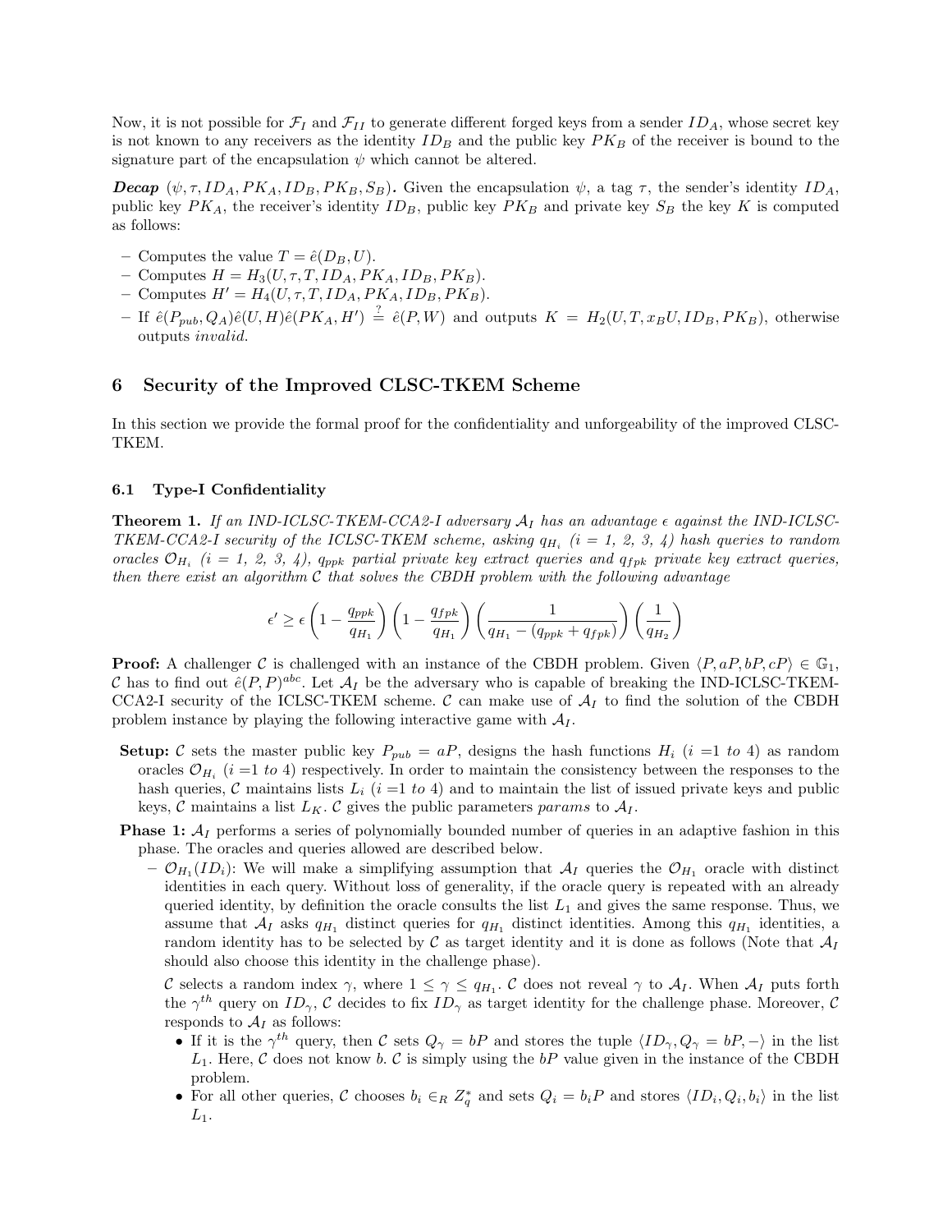Now, it is not possible for $\mathcal{F}_I$ and $\mathcal{F}_{II}$ to generate different forged keys from a sender $ID_A$, whose secret key is not known to any receivers as the identity $ID_B$ and the public key $PK_B$ of the receiver is bound to the signature part of the encapsulation $\psi$ which cannot be altered.

***Decap*** $(\psi, \tau, ID_A, PK_A, ID_B, PK_B, S_B)$**.** Given the encapsulation $\psi$, a tag $\tau$, the sender's identity $ID_A$, public key $PK_A$, the receiver's identity $ID_B$, public key $PK_B$ and private key $S_B$ the key $K$ is computed as follows:

- Computes the value $T = \hat{e}(D_B, U)$.
- Computes $H = H_3(U, \tau, T, ID_A, PK_A, ID_B, PK_B)$.
- Computes $H' = H_4(U, \tau, T, ID_A, PK_A, ID_B, PK_B)$.
- If $\hat{e}(P_{pub}, Q_A)\hat{e}(U, H)\hat{e}(PK_A, H') \stackrel{?}{=} \hat{e}(P, W)$ and outputs $K = H_2(U, T, x_B U, ID_B, PK_B)$, otherwise outputs *invalid*.

## 6 Security of the Improved CLSC-TKEM Scheme

In this section we provide the formal proof for the confidentiality and unforgeability of the improved CLSC-TKEM.

### 6.1 Type-I Confidentiality

**Theorem 1.** *If an IND-ICLSC-TKEM-CCA2-I adversary $\mathcal{A}_I$ has an advantage $\epsilon$ against the IND-ICLSC-TKEM-CCA2-I security of the ICLSC-TKEM scheme, asking $q_{H_i}$ $(i = 1, 2, 3, 4)$ hash queries to random oracles $\mathcal{O}_{H_i}$ $(i = 1, 2, 3, 4)$, $q_{ppk}$ partial private key extract queries and $q_{fpk}$ private key extract queries, then there exist an algorithm $\mathcal{C}$ that solves the CBDH problem with the following advantage*

$$\epsilon' \geq \epsilon \left(1 - \frac{q_{ppk}}{q_{H_1}}\right)\left(1 - \frac{q_{fpk}}{q_{H_1}}\right)\left(\frac{1}{q_{H_1} - (q_{ppk} + q_{fpk})}\right)\left(\frac{1}{q_{H_2}}\right)$$

**Proof:** A challenger $\mathcal{C}$ is challenged with an instance of the CBDH problem. Given $\langle P, aP, bP, cP\rangle \in \mathbb{G}_1$, $\mathcal{C}$ has to find out $\hat{e}(P, P)^{abc}$. Let $\mathcal{A}_I$ be the adversary who is capable of breaking the IND-ICLSC-TKEM-CCA2-I security of the ICLSC-TKEM scheme. $\mathcal{C}$ can make use of $\mathcal{A}_I$ to find the solution of the CBDH problem instance by playing the following interactive game with $\mathcal{A}_I$.

**Setup:** $\mathcal{C}$ sets the master public key $P_{pub} = aP$, designs the hash functions $H_i$ $(i = 1$ *to* $4)$ as random oracles $\mathcal{O}_{H_i}$ $(i = 1$ *to* $4)$ respectively. In order to maintain the consistency between the responses to the hash queries, $\mathcal{C}$ maintains lists $L_i$ $(i = 1$ *to* $4)$ and to maintain the list of issued private keys and public keys, $\mathcal{C}$ maintains a list $L_K$. $\mathcal{C}$ gives the public parameters *params* to $\mathcal{A}_I$.

**Phase 1:** $\mathcal{A}_I$ performs a series of polynomially bounded number of queries in an adaptive fashion in this phase. The oracles and queries allowed are described below.

- $\mathcal{O}_{H_1}(ID_i)$: We will make a simplifying assumption that $\mathcal{A}_I$ queries the $\mathcal{O}_{H_1}$ oracle with distinct identities in each query. Without loss of generality, if the oracle query is repeated with an already queried identity, by definition the oracle consults the list $L_1$ and gives the same response. Thus, we assume that $\mathcal{A}_I$ asks $q_{H_1}$ distinct queries for $q_{H_1}$ distinct identities. Among this $q_{H_1}$ identities, a random identity has to be selected by $\mathcal{C}$ as target identity and it is done as follows (Note that $\mathcal{A}_I$ should also choose this identity in the challenge phase).

  $\mathcal{C}$ selects a random index $\gamma$, where $1 \leq \gamma \leq q_{H_1}$. $\mathcal{C}$ does not reveal $\gamma$ to $\mathcal{A}_I$. When $\mathcal{A}_I$ puts forth the $\gamma^{th}$ query on $ID_\gamma$, $\mathcal{C}$ decides to fix $ID_\gamma$ as target identity for the challenge phase. Moreover, $\mathcal{C}$ responds to $\mathcal{A}_I$ as follows:
  - If it is the $\gamma^{th}$ query, then $\mathcal{C}$ sets $Q_\gamma = bP$ and stores the tuple $\langle ID_\gamma, Q_\gamma = bP, -\rangle$ in the list $L_1$. Here, $\mathcal{C}$ does not know $b$. $\mathcal{C}$ is simply using the $bP$ value given in the instance of the CBDH problem.
  - For all other queries, $\mathcal{C}$ chooses $b_i \in_R Z_q^*$ and sets $Q_i = b_i P$ and stores $\langle ID_i, Q_i, b_i\rangle$ in the list $L_1$.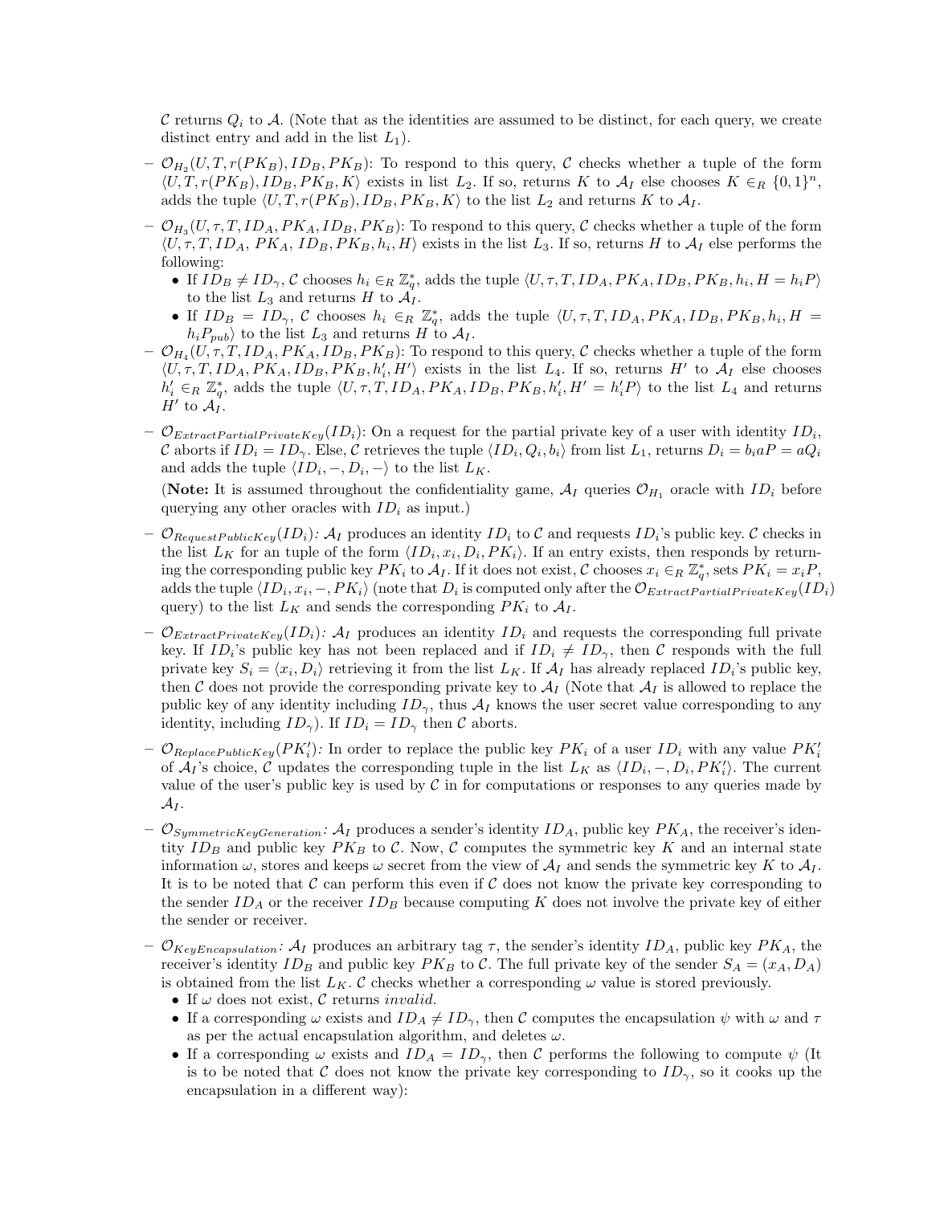$\mathcal{C}$ returns $Q_i$ to $\mathcal{A}$. (Note that as the identities are assumed to be distinct, for each query, we create distinct entry and add in the list $L_1$).

- $\mathcal{O}_{H_2}(U, T, r(PK_B), ID_B, PK_B)$: To respond to this query, $\mathcal{C}$ checks whether a tuple of the form $\langle U, T, r(PK_B), ID_B, PK_B, K\rangle$ exists in list $L_2$. If so, returns $K$ to $\mathcal{A}_I$ else chooses $K \in_R \{0,1\}^n$, adds the tuple $\langle U, T, r(PK_B), ID_B, PK_B, K\rangle$ to the list $L_2$ and returns $K$ to $\mathcal{A}_I$.
- $\mathcal{O}_{H_3}(U, \tau, T, ID_A, PK_A, ID_B, PK_B)$: To respond to this query, $\mathcal{C}$ checks whether a tuple of the form $\langle U, \tau, T, ID_A, PK_A, ID_B, PK_B, h_i, H\rangle$ exists in the list $L_3$. If so, returns $H$ to $\mathcal{A}_I$ else performs the following:
  - If $ID_B \neq ID_\gamma$, $\mathcal{C}$ chooses $h_i \in_R \mathbb{Z}_q^*$, adds the tuple $\langle U, \tau, T, ID_A, PK_A, ID_B, PK_B, h_i, H = h_iP\rangle$ to the list $L_3$ and returns $H$ to $\mathcal{A}_I$.
  - If $ID_B = ID_\gamma$, $\mathcal{C}$ chooses $h_i \in_R \mathbb{Z}_q^*$, adds the tuple $\langle U, \tau, T, ID_A, PK_A, ID_B, PK_B, h_i, H = h_iP_{pub}\rangle$ to the list $L_3$ and returns $H$ to $\mathcal{A}_I$.
- $\mathcal{O}_{H_4}(U, \tau, T, ID_A, PK_A, ID_B, PK_B)$: To respond to this query, $\mathcal{C}$ checks whether a tuple of the form $\langle U, \tau, T, ID_A, PK_A, ID_B, PK_B, h'_i, H'\rangle$ exists in the list $L_4$. If so, returns $H'$ to $\mathcal{A}_I$ else chooses $h'_i \in_R \mathbb{Z}_q^*$, adds the tuple $\langle U, \tau, T, ID_A, PK_A, ID_B, PK_B, h'_i, H' = h'_iP\rangle$ to the list $L_4$ and returns $H'$ to $\mathcal{A}_I$.
- $\mathcal{O}_{ExtractPartialPrivateKey}(ID_i)$: On a request for the partial private key of a user with identity $ID_i$, $\mathcal{C}$ aborts if $ID_i = ID_\gamma$. Else, $\mathcal{C}$ retrieves the tuple $\langle ID_i, Q_i, b_i\rangle$ from list $L_1$, returns $D_i = b_iaP = aQ_i$ and adds the tuple $\langle ID_i, -, D_i, -\rangle$ to the list $L_K$.

  (**Note:** It is assumed throughout the confidentiality game, $\mathcal{A}_I$ queries $\mathcal{O}_{H_1}$ oracle with $ID_i$ before querying any other oracles with $ID_i$ as input.)
- $\mathcal{O}_{RequestPublicKey}(ID_i)$: $\mathcal{A}_I$ produces an identity $ID_i$ to $\mathcal{C}$ and requests $ID_i$'s public key. $\mathcal{C}$ checks in the list $L_K$ for an tuple of the form $\langle ID_i, x_i, D_i, PK_i\rangle$. If an entry exists, then responds by returning the corresponding public key $PK_i$ to $\mathcal{A}_I$. If it does not exist, $\mathcal{C}$ chooses $x_i \in_R \mathbb{Z}_q^*$, sets $PK_i = x_iP$, adds the tuple $\langle ID_i, x_i, -, PK_i\rangle$ (note that $D_i$ is computed only after the $\mathcal{O}_{ExtractPartialPrivateKey}(ID_i)$ query) to the list $L_K$ and sends the corresponding $PK_i$ to $\mathcal{A}_I$.
- $\mathcal{O}_{ExtractPrivateKey}(ID_i)$: $\mathcal{A}_I$ produces an identity $ID_i$ and requests the corresponding full private key. If $ID_i$'s public key has not been replaced and if $ID_i \neq ID_\gamma$, then $\mathcal{C}$ responds with the full private key $S_i = \langle x_i, D_i\rangle$ retrieving it from the list $L_K$. If $\mathcal{A}_I$ has already replaced $ID_i$'s public key, then $\mathcal{C}$ does not provide the corresponding private key to $\mathcal{A}_I$ (Note that $\mathcal{A}_I$ is allowed to replace the public key of any identity including $ID_\gamma$, thus $\mathcal{A}_I$ knows the user secret value corresponding to any identity, including $ID_\gamma$). If $ID_i = ID_\gamma$ then $\mathcal{C}$ aborts.
- $\mathcal{O}_{ReplacePublicKey}(PK'_i)$: In order to replace the public key $PK_i$ of a user $ID_i$ with any value $PK'_i$ of $\mathcal{A}_I$'s choice, $\mathcal{C}$ updates the corresponding tuple in the list $L_K$ as $\langle ID_i, -, D_i, PK'_i\rangle$. The current value of the user's public key is used by $\mathcal{C}$ in for computations or responses to any queries made by $\mathcal{A}_I$.
- $\mathcal{O}_{SymmetricKeyGeneration}$: $\mathcal{A}_I$ produces a sender's identity $ID_A$, public key $PK_A$, the receiver's identity $ID_B$ and public key $PK_B$ to $\mathcal{C}$. Now, $\mathcal{C}$ computes the symmetric key $K$ and an internal state information $\omega$, stores and keeps $\omega$ secret from the view of $\mathcal{A}_I$ and sends the symmetric key $K$ to $\mathcal{A}_I$. It is to be noted that $\mathcal{C}$ can perform this even if $\mathcal{C}$ does not know the private key corresponding to the sender $ID_A$ or the receiver $ID_B$ because computing $K$ does not involve the private key of either the sender or receiver.
- $\mathcal{O}_{KeyEncapsulation}$: $\mathcal{A}_I$ produces an arbitrary tag $\tau$, the sender's identity $ID_A$, public key $PK_A$, the receiver's identity $ID_B$ and public key $PK_B$ to $\mathcal{C}$. The full private key of the sender $S_A = (x_A, D_A)$ is obtained from the list $L_K$. $\mathcal{C}$ checks whether a corresponding $\omega$ value is stored previously.
  - If $\omega$ does not exist, $\mathcal{C}$ returns *invalid*.
  - If a corresponding $\omega$ exists and $ID_A \neq ID_\gamma$, then $\mathcal{C}$ computes the encapsulation $\psi$ with $\omega$ and $\tau$ as per the actual encapsulation algorithm, and deletes $\omega$.
  - If a corresponding $\omega$ exists and $ID_A = ID_\gamma$, then $\mathcal{C}$ performs the following to compute $\psi$ (It is to be noted that $\mathcal{C}$ does not know the private key corresponding to $ID_\gamma$, so it cooks up the encapsulation in a different way):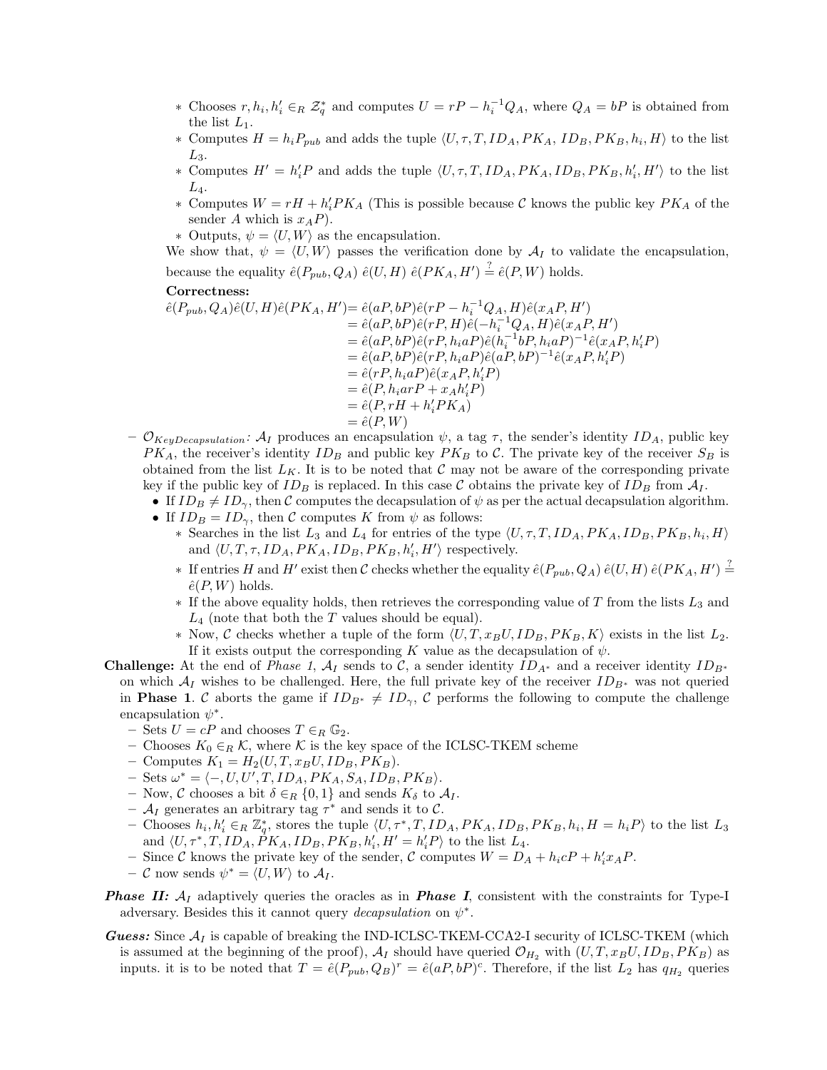- Chooses $r, h_i, h'_i \in_R \mathcal{Z}_q^*$ and computes $U = rP - h_i^{-1}Q_A$, where $Q_A = bP$ is obtained from the list $L_1$.
  - Computes $H = h_i P_{pub}$ and adds the tuple $\langle U, \tau, T, ID_A, PK_A, ID_B, PK_B, h_i, H\rangle$ to the list $L_3$.
  - Computes $H' = h'_i P$ and adds the tuple $\langle U, \tau, T, ID_A, PK_A, ID_B, PK_B, h'_i, H'\rangle$ to the list $L_4$.
  - Computes $W = rH + h'_i PK_A$ (This is possible because $\mathcal{C}$ knows the public key $PK_A$ of the sender $A$ which is $x_A P$).
  - Outputs, $\psi = \langle U, W\rangle$ as the encapsulation.

  We show that, $\psi = \langle U, W\rangle$ passes the verification done by $\mathcal{A}_I$ to validate the encapsulation, because the equality $\hat{e}(P_{pub}, Q_A)\ \hat{e}(U, H)\ \hat{e}(PK_A, H') \stackrel{?}{=} \hat{e}(P, W)$ holds.

  **Correctness:**

$$
\begin{aligned}
\hat{e}(P_{pub}, Q_A)\hat{e}(U, H)\hat{e}(PK_A, H') &= \hat{e}(aP, bP)\hat{e}(rP - h_i^{-1}Q_A, H)\hat{e}(x_A P, H') \\
&= \hat{e}(aP, bP)\hat{e}(rP, H)\hat{e}(-h_i^{-1}Q_A, H)\hat{e}(x_A P, H') \\
&= \hat{e}(aP, bP)\hat{e}(rP, h_i aP)\hat{e}(h_i^{-1}bP, h_i aP)^{-1}\hat{e}(x_A P, h'_i P) \\
&= \hat{e}(aP, bP)\hat{e}(rP, h_i aP)\hat{e}(aP, bP)^{-1}\hat{e}(x_A P, h'_i P) \\
&= \hat{e}(rP, h_i aP)\hat{e}(x_A P, h'_i P) \\
&= \hat{e}(P, h_i arP + x_A h'_i P) \\
&= \hat{e}(P, rH + h'_i PK_A) \\
&= \hat{e}(P, W)
\end{aligned}
$$

- $\mathcal{O}_{KeyDecapsulation}$: $\mathcal{A}_I$ produces an encapsulation $\psi$, a tag $\tau$, the sender's identity $ID_A$, public key $PK_A$, the receiver's identity $ID_B$ and public key $PK_B$ to $\mathcal{C}$. The private key of the receiver $S_B$ is obtained from the list $L_K$. It is to be noted that $\mathcal{C}$ may not be aware of the corresponding private key if the public key of $ID_B$ is replaced. In this case $\mathcal{C}$ obtains the private key of $ID_B$ from $\mathcal{A}_I$.
  - If $ID_B \neq ID_\gamma$, then $\mathcal{C}$ computes the decapsulation of $\psi$ as per the actual decapsulation algorithm.
  - If $ID_B = ID_\gamma$, then $\mathcal{C}$ computes $K$ from $\psi$ as follows:
    - Searches in the list $L_3$ and $L_4$ for entries of the type $\langle U, \tau, T, ID_A, PK_A, ID_B, PK_B, h_i, H\rangle$ and $\langle U, T, \tau, ID_A, PK_A, ID_B, PK_B, h'_i, H'\rangle$ respectively.
    - If entries $H$ and $H'$ exist then $\mathcal{C}$ checks whether the equality $\hat{e}(P_{pub}, Q_A)\ \hat{e}(U, H)\ \hat{e}(PK_A, H') \stackrel{?}{=} \hat{e}(P, W)$ holds.
    - If the above equality holds, then retrieves the corresponding value of $T$ from the lists $L_3$ and $L_4$ (note that both the $T$ values should be equal).
    - Now, $\mathcal{C}$ checks whether a tuple of the form $\langle U, T, x_B U, ID_B, PK_B, K\rangle$ exists in the list $L_2$. If it exists output the corresponding $K$ value as the decapsulation of $\psi$.

**Challenge:** At the end of *Phase 1*, $\mathcal{A}_I$ sends to $\mathcal{C}$, a sender identity $ID_{A^*}$ and a receiver identity $ID_{B^*}$ on which $\mathcal{A}_I$ wishes to be challenged. Here, the full private key of the receiver $ID_{B^*}$ was not queried in **Phase 1**. $\mathcal{C}$ aborts the game if $ID_{B^*} \neq ID_\gamma$, $\mathcal{C}$ performs the following to compute the challenge encapsulation $\psi^*$.
- Sets $U = cP$ and chooses $T \in_R \mathbb{G}_2$.
- Chooses $K_0 \in_R \mathcal{K}$, where $\mathcal{K}$ is the key space of the ICLSC-TKEM scheme
- Computes $K_1 = H_2(U, T, x_B U, ID_B, PK_B)$.
- Sets $\omega^* = \langle -, U, U', T, ID_A, PK_A, S_A, ID_B, PK_B\rangle$.
- Now, $\mathcal{C}$ chooses a bit $\delta \in_R \{0, 1\}$ and sends $K_\delta$ to $\mathcal{A}_I$.
- $\mathcal{A}_I$ generates an arbitrary tag $\tau^*$ and sends it to $\mathcal{C}$.
- Chooses $h_i, h'_i \in_R \mathbb{Z}_q^*$, stores the tuple $\langle U, \tau^*, T, ID_A, PK_A, ID_B, PK_B, h_i, H = h_i P\rangle$ to the list $L_3$ and $\langle U, \tau^*, T, ID_A, PK_A, ID_B, PK_B, h'_i, H' = h'_i P\rangle$ to the list $L_4$.
- Since $\mathcal{C}$ knows the private key of the sender, $\mathcal{C}$ computes $W = D_A + h_i cP + h'_i x_A P$.
- $\mathcal{C}$ now sends $\psi^* = \langle U, W\rangle$ to $\mathcal{A}_I$.

***Phase II:*** $\mathcal{A}_I$ adaptively queries the oracles as in ***Phase I***, consistent with the constraints for Type-I adversary. Besides this it cannot query *decapsulation* on $\psi^*$.

***Guess:*** Since $\mathcal{A}_I$ is capable of breaking the IND-ICLSC-TKEM-CCA2-I security of ICLSC-TKEM (which is assumed at the beginning of the proof), $\mathcal{A}_I$ should have queried $\mathcal{O}_{H_2}$ with $(U, T, x_B U, ID_B, PK_B)$ as inputs. it is to be noted that $T = \hat{e}(P_{pub}, Q_B)^r = \hat{e}(aP, bP)^c$. Therefore, if the list $L_2$ has $q_{H_2}$ queries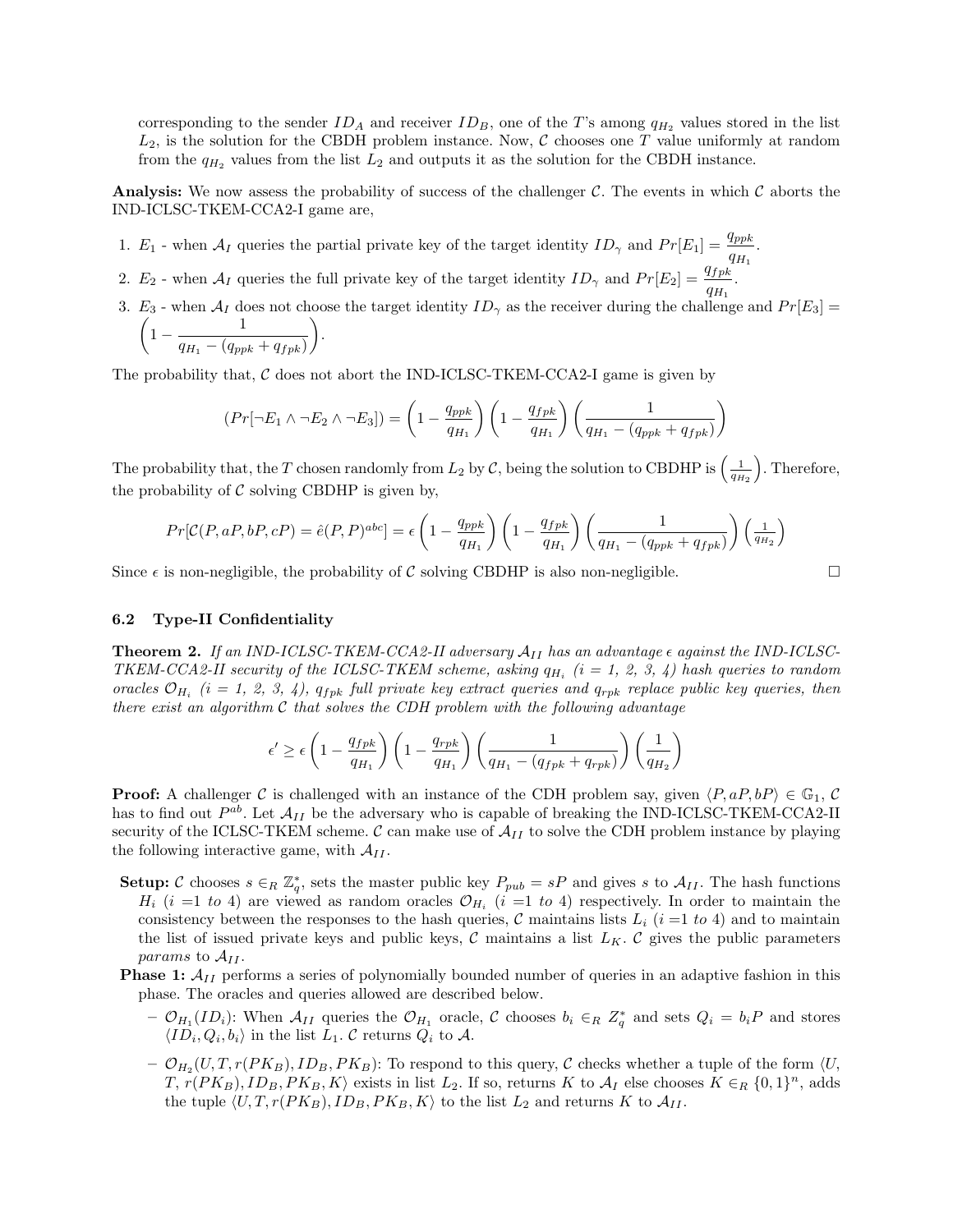corresponding to the sender $ID_A$ and receiver $ID_B$, one of the $T$'s among $q_{H_2}$ values stored in the list $L_2$, is the solution for the CBDH problem instance. Now, $\mathcal{C}$ chooses one $T$ value uniformly at random from the $q_{H_2}$ values from the list $L_2$ and outputs it as the solution for the CBDH instance.

**Analysis:** We now assess the probability of success of the challenger $\mathcal{C}$. The events in which $\mathcal{C}$ aborts the IND-ICLSC-TKEM-CCA2-I game are,

1. $E_1$ - when $\mathcal{A}_I$ queries the partial private key of the target identity $ID_\gamma$ and $Pr[E_1] = \dfrac{q_{ppk}}{q_{H_1}}$.
2. $E_2$ - when $\mathcal{A}_I$ queries the full private key of the target identity $ID_\gamma$ and $Pr[E_2] = \dfrac{q_{fpk}}{q_{H_1}}$.
3. $E_3$ - when $\mathcal{A}_I$ does not choose the target identity $ID_\gamma$ as the receiver during the challenge and $Pr[E_3] = \left(1 - \dfrac{1}{q_{H_1} - (q_{ppk} + q_{fpk})}\right)$.

The probability that, $\mathcal{C}$ does not abort the IND-ICLSC-TKEM-CCA2-I game is given by

$$(Pr[\neg E_1 \wedge \neg E_2 \wedge \neg E_3]) = \left(1 - \frac{q_{ppk}}{q_{H_1}}\right)\left(1 - \frac{q_{fpk}}{q_{H_1}}\right)\left(\frac{1}{q_{H_1} - (q_{ppk} + q_{fpk})}\right)$$

The probability that, the $T$ chosen randomly from $L_2$ by $\mathcal{C}$, being the solution to CBDHP is $\left(\frac{1}{q_{H_2}}\right)$. Therefore, the probability of $\mathcal{C}$ solving CBDHP is given by,

$$Pr[\mathcal{C}(P, aP, bP, cP) = \hat{e}(P, P)^{abc}] = \epsilon\left(1 - \frac{q_{ppk}}{q_{H_1}}\right)\left(1 - \frac{q_{fpk}}{q_{H_1}}\right)\left(\frac{1}{q_{H_1} - (q_{ppk} + q_{fpk})}\right)\left(\frac{1}{q_{H_2}}\right)$$

Since $\epsilon$ is non-negligible, the probability of $\mathcal{C}$ solving CBDHP is also non-negligible. □

### 6.2 Type-II Confidentiality

**Theorem 2.** *If an IND-ICLSC-TKEM-CCA2-II adversary $\mathcal{A}_{II}$ has an advantage $\epsilon$ against the IND-ICLSC-TKEM-CCA2-II security of the ICLSC-TKEM scheme, asking $q_{H_i}$ (i = 1, 2, 3, 4) hash queries to random oracles $\mathcal{O}_{H_i}$ (i = 1, 2, 3, 4), $q_{fpk}$ full private key extract queries and $q_{rpk}$ replace public key queries, then there exist an algorithm $\mathcal{C}$ that solves the CDH problem with the following advantage*

$$\epsilon' \geq \epsilon\left(1 - \frac{q_{fpk}}{q_{H_1}}\right)\left(1 - \frac{q_{rpk}}{q_{H_1}}\right)\left(\frac{1}{q_{H_1} - (q_{fpk} + q_{rpk})}\right)\left(\frac{1}{q_{H_2}}\right)$$

**Proof:** A challenger $\mathcal{C}$ is challenged with an instance of the CDH problem say, given $\langle P, aP, bP\rangle \in \mathbb{G}_1$, $\mathcal{C}$ has to find out $P^{ab}$. Let $\mathcal{A}_{II}$ be the adversary who is capable of breaking the IND-ICLSC-TKEM-CCA2-II security of the ICLSC-TKEM scheme. $\mathcal{C}$ can make use of $\mathcal{A}_{II}$ to solve the CDH problem instance by playing the following interactive game, with $\mathcal{A}_{II}$.

**Setup:** $\mathcal{C}$ chooses $s \in_R \mathbb{Z}_q^*$, sets the master public key $P_{pub} = sP$ and gives $s$ to $\mathcal{A}_{II}$. The hash functions $H_i$ ($i$ =1 *to* 4) are viewed as random oracles $\mathcal{O}_{H_i}$ ($i$ =1 *to* 4) respectively. In order to maintain the consistency between the responses to the hash queries, $\mathcal{C}$ maintains lists $L_i$ ($i$ =1 *to* 4) and to maintain the list of issued private keys and public keys, $\mathcal{C}$ maintains a list $L_K$. $\mathcal{C}$ gives the public parameters *params* to $\mathcal{A}_{II}$.

**Phase 1:** $\mathcal{A}_{II}$ performs a series of polynomially bounded number of queries in an adaptive fashion in this phase. The oracles and queries allowed are described below.

- $\mathcal{O}_{H_1}(ID_i)$: When $\mathcal{A}_{II}$ queries the $\mathcal{O}_{H_1}$ oracle, $\mathcal{C}$ chooses $b_i \in_R Z_q^*$ and sets $Q_i = b_iP$ and stores $\langle ID_i, Q_i, b_i\rangle$ in the list $L_1$. $\mathcal{C}$ returns $Q_i$ to $\mathcal{A}$.
- $\mathcal{O}_{H_2}(U, T, r(PK_B), ID_B, PK_B)$: To respond to this query, $\mathcal{C}$ checks whether a tuple of the form $\langle U, T, r(PK_B), ID_B, PK_B, K\rangle$ exists in list $L_2$. If so, returns $K$ to $\mathcal{A}_I$ else chooses $K \in_R \{0,1\}^n$, adds the tuple $\langle U, T, r(PK_B), ID_B, PK_B, K\rangle$ to the list $L_2$ and returns $K$ to $\mathcal{A}_{II}$.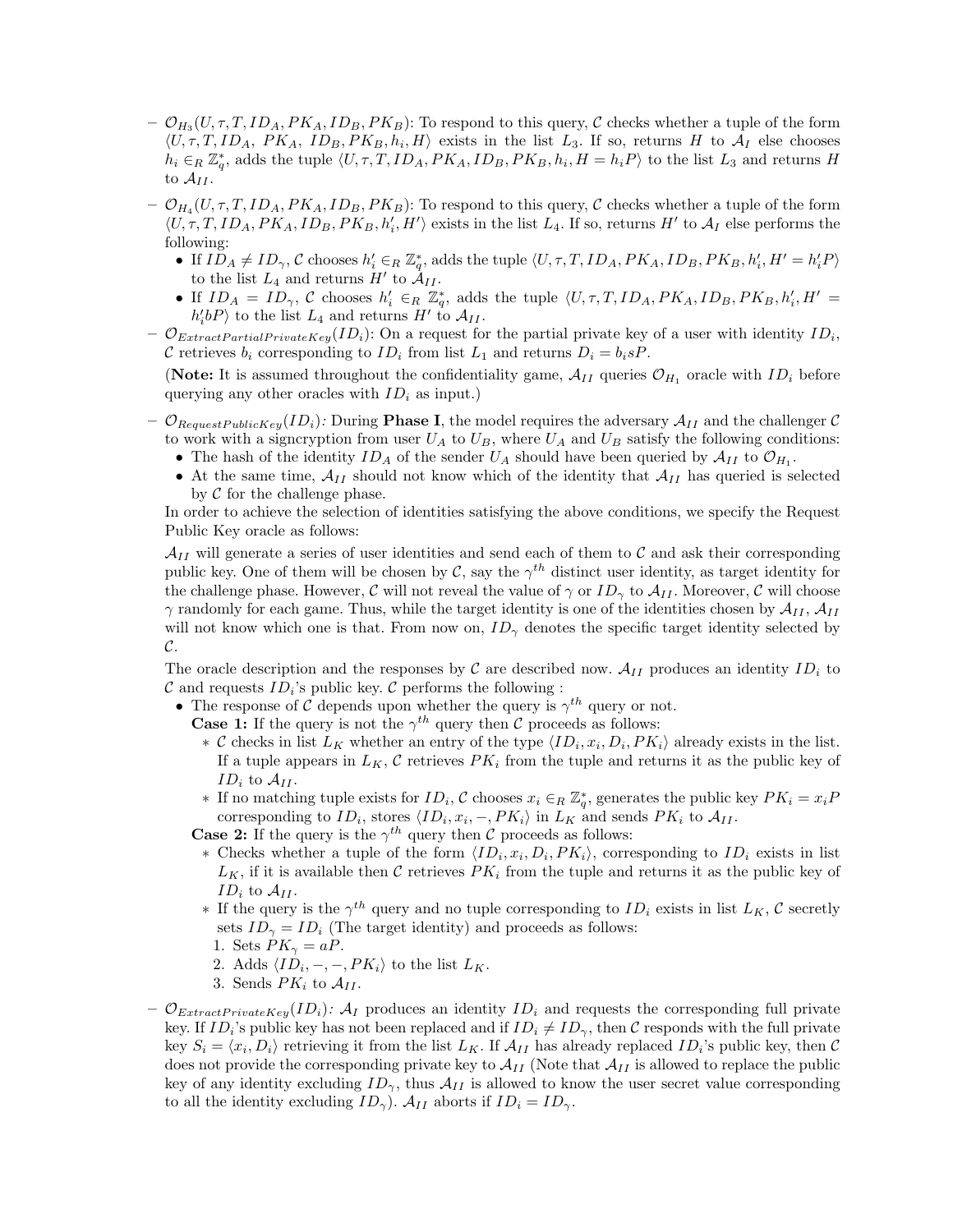- $\mathcal{O}_{H_3}(U, \tau, T, ID_A, PK_A, ID_B, PK_B)$: To respond to this query, $\mathcal{C}$ checks whether a tuple of the form $\langle U, \tau, T, ID_A, PK_A, ID_B, PK_B, h_i, H\rangle$ exists in the list $L_3$. If so, returns $H$ to $\mathcal{A}_I$ else chooses $h_i \in_R \mathbb{Z}_q^*$, adds the tuple $\langle U, \tau, T, ID_A, PK_A, ID_B, PK_B, h_i, H = h_iP\rangle$ to the list $L_3$ and returns $H$ to $\mathcal{A}_{II}$.
- $\mathcal{O}_{H_4}(U, \tau, T, ID_A, PK_A, ID_B, PK_B)$: To respond to this query, $\mathcal{C}$ checks whether a tuple of the form $\langle U, \tau, T, ID_A, PK_A, ID_B, PK_B, h'_i, H'\rangle$ exists in the list $L_4$. If so, returns $H'$ to $\mathcal{A}_I$ else performs the following:
  - If $ID_A \neq ID_\gamma$, $\mathcal{C}$ chooses $h'_i \in_R \mathbb{Z}_q^*$, adds the tuple $\langle U, \tau, T, ID_A, PK_A, ID_B, PK_B, h'_i, H' = h'_iP\rangle$ to the list $L_4$ and returns $H'$ to $\mathcal{A}_{II}$.
  - If $ID_A = ID_\gamma$, $\mathcal{C}$ chooses $h'_i \in_R \mathbb{Z}_q^*$, adds the tuple $\langle U, \tau, T, ID_A, PK_A, ID_B, PK_B, h'_i, H' = h'_ibP\rangle$ to the list $L_4$ and returns $H'$ to $\mathcal{A}_{II}$.
- $\mathcal{O}_{ExtractPartialPrivateKey}(ID_i)$: On a request for the partial private key of a user with identity $ID_i$, $\mathcal{C}$ retrieves $b_i$ corresponding to $ID_i$ from list $L_1$ and returns $D_i = b_isP$.

  (**Note:** It is assumed throughout the confidentiality game, $\mathcal{A}_{II}$ queries $\mathcal{O}_{H_1}$ oracle with $ID_i$ before querying any other oracles with $ID_i$ as input.)
- $\mathcal{O}_{RequestPublicKey}(ID_i)$*:* During **Phase I**, the model requires the adversary $\mathcal{A}_{II}$ and the challenger $\mathcal{C}$ to work with a signcryption from user $U_A$ to $U_B$, where $U_A$ and $U_B$ satisfy the following conditions:
  - The hash of the identity $ID_A$ of the sender $U_A$ should have been queried by $\mathcal{A}_{II}$ to $\mathcal{O}_{H_1}$.
  - At the same time, $\mathcal{A}_{II}$ should not know which of the identity that $\mathcal{A}_{II}$ has queried is selected by $\mathcal{C}$ for the challenge phase.

  In order to achieve the selection of identities satisfying the above conditions, we specify the Request Public Key oracle as follows:

  $\mathcal{A}_{II}$ will generate a series of user identities and send each of them to $\mathcal{C}$ and ask their corresponding public key. One of them will be chosen by $\mathcal{C}$, say the $\gamma^{th}$ distinct user identity, as target identity for the challenge phase. However, $\mathcal{C}$ will not reveal the value of $\gamma$ or $ID_\gamma$ to $\mathcal{A}_{II}$. Moreover, $\mathcal{C}$ will choose $\gamma$ randomly for each game. Thus, while the target identity is one of the identities chosen by $\mathcal{A}_{II}$, $\mathcal{A}_{II}$ will not know which one is that. From now on, $ID_\gamma$ denotes the specific target identity selected by $\mathcal{C}$.

  The oracle description and the responses by $\mathcal{C}$ are described now. $\mathcal{A}_{II}$ produces an identity $ID_i$ to $\mathcal{C}$ and requests $ID_i$'s public key. $\mathcal{C}$ performs the following :
  - The response of $\mathcal{C}$ depends upon whether the query is $\gamma^{th}$ query or not.

    **Case 1:** If the query is not the $\gamma^{th}$ query then $\mathcal{C}$ proceeds as follows:
    - $\mathcal{C}$ checks in list $L_K$ whether an entry of the type $\langle ID_i, x_i, D_i, PK_i\rangle$ already exists in the list. If a tuple appears in $L_K$, $\mathcal{C}$ retrieves $PK_i$ from the tuple and returns it as the public key of $ID_i$ to $\mathcal{A}_{II}$.
    - If no matching tuple exists for $ID_i$, $\mathcal{C}$ chooses $x_i \in_R \mathbb{Z}_q^*$, generates the public key $PK_i = x_iP$ corresponding to $ID_i$, stores $\langle ID_i, x_i, -, PK_i\rangle$ in $L_K$ and sends $PK_i$ to $\mathcal{A}_{II}$.

    **Case 2:** If the query is the $\gamma^{th}$ query then $\mathcal{C}$ proceeds as follows:
    - Checks whether a tuple of the form $\langle ID_i, x_i, D_i, PK_i\rangle$, corresponding to $ID_i$ exists in list $L_K$, if it is available then $\mathcal{C}$ retrieves $PK_i$ from the tuple and returns it as the public key of $ID_i$ to $\mathcal{A}_{II}$.
    - If the query is the $\gamma^{th}$ query and no tuple corresponding to $ID_i$ exists in list $L_K$, $\mathcal{C}$ secretly sets $ID_\gamma = ID_i$ (The target identity) and proceeds as follows:
      1. Sets $PK_\gamma = aP$.
      2. Adds $\langle ID_i, -, -, PK_i\rangle$ to the list $L_K$.
      3. Sends $PK_i$ to $\mathcal{A}_{II}$.
- $\mathcal{O}_{ExtractPrivateKey}(ID_i)$*:* $\mathcal{A}_I$ produces an identity $ID_i$ and requests the corresponding full private key. If $ID_i$'s public key has not been replaced and if $ID_i \neq ID_\gamma$, then $\mathcal{C}$ responds with the full private key $S_i = \langle x_i, D_i\rangle$ retrieving it from the list $L_K$. If $\mathcal{A}_{II}$ has already replaced $ID_i$'s public key, then $\mathcal{C}$ does not provide the corresponding private key to $\mathcal{A}_{II}$ (Note that $\mathcal{A}_{II}$ is allowed to replace the public key of any identity excluding $ID_\gamma$, thus $\mathcal{A}_{II}$ is allowed to know the user secret value corresponding to all the identity excluding $ID_\gamma$). $\mathcal{A}_{II}$ aborts if $ID_i = ID_\gamma$.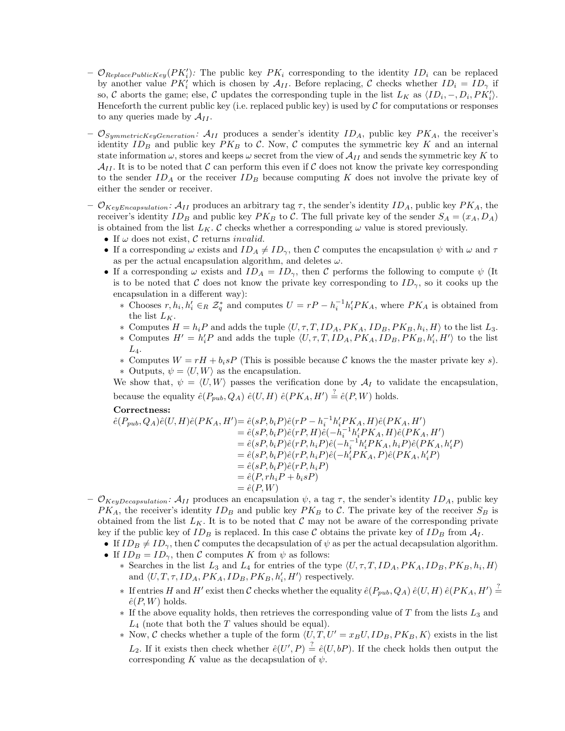- $\mathcal{O}_{ReplacePublicKey}(PK_i')$: The public key $PK_i$ corresponding to the identity $ID_i$ can be replaced by another value $PK_i'$ which is chosen by $\mathcal{A}_{II}$. Before replacing, $\mathcal{C}$ checks whether $ID_i = ID_\gamma$ if so, $\mathcal{C}$ aborts the game; else, $\mathcal{C}$ updates the corresponding tuple in the list $L_K$ as $\langle ID_i, -, D_i, PK_i' \rangle$. Henceforth the current public key (i.e. replaced public key) is used by $\mathcal{C}$ for computations or responses to any queries made by $\mathcal{A}_{II}$.

- $\mathcal{O}_{SymmetricKeyGeneration}$: $\mathcal{A}_{II}$ produces a sender's identity $ID_A$, public key $PK_A$, the receiver's identity $ID_B$ and public key $PK_B$ to $\mathcal{C}$. Now, $\mathcal{C}$ computes the symmetric key $K$ and an internal state information $\omega$, stores and keeps $\omega$ secret from the view of $\mathcal{A}_{II}$ and sends the symmetric key $K$ to $\mathcal{A}_{II}$. It is to be noted that $\mathcal{C}$ can perform this even if $\mathcal{C}$ does not know the private key corresponding to the sender $ID_A$ or the receiver $ID_B$ because computing $K$ does not involve the private key of either the sender or receiver.

- $\mathcal{O}_{KeyEncapsulation}$: $\mathcal{A}_{II}$ produces an arbitrary tag $\tau$, the sender's identity $ID_A$, public key $PK_A$, the receiver's identity $ID_B$ and public key $PK_B$ to $\mathcal{C}$. The full private key of the sender $S_A = (x_A, D_A)$ is obtained from the list $L_K$. $\mathcal{C}$ checks whether a corresponding $\omega$ value is stored previously.
  - If $\omega$ does not exist, $\mathcal{C}$ returns *invalid*.
  - If a corresponding $\omega$ exists and $ID_A \neq ID_\gamma$, then $\mathcal{C}$ computes the encapsulation $\psi$ with $\omega$ and $\tau$ as per the actual encapsulation algorithm, and deletes $\omega$.
  - If a corresponding $\omega$ exists and $ID_A = ID_\gamma$, then $\mathcal{C}$ performs the following to compute $\psi$ (It is to be noted that $\mathcal{C}$ does not know the private key corresponding to $ID_\gamma$, so it cooks up the encapsulation in a different way):
    - Chooses $r, h_i, h_i' \in_R \mathcal{Z}_q^*$ and computes $U = rP - h_i^{-1}h_i'PK_A$, where $PK_A$ is obtained from the list $L_K$.
    - Computes $H = h_iP$ and adds the tuple $\langle U, \tau, T, ID_A, PK_A, ID_B, PK_B, h_i, H \rangle$ to the list $L_3$.
    - Computes $H' = h_i'P$ and adds the tuple $\langle U, \tau, T, ID_A, PK_A, ID_B, PK_B, h_i', H' \rangle$ to the list $L_4$.
    - Computes $W = rH + b_isP$ (This is possible because $\mathcal{C}$ knows the the master private key $s$).
    - Outputs, $\psi = \langle U, W \rangle$ as the encapsulation.

  We show that, $\psi = \langle U, W \rangle$ passes the verification done by $\mathcal{A}_I$ to validate the encapsulation, because the equality $\hat{e}(P_{pub}, Q_A)\ \hat{e}(U, H)\ \hat{e}(PK_A, H') \stackrel{?}{=} \hat{e}(P, W)$ holds.

  **Correctness:**

$$
\begin{aligned}
\hat{e}(P_{pub}, Q_A)\hat{e}(U, H)\hat{e}(PK_A, H') &= \hat{e}(sP, b_iP)\hat{e}(rP - h_i^{-1}h_i'PK_A, H)\hat{e}(PK_A, H') \\
&= \hat{e}(sP, b_iP)\hat{e}(rP, H)\hat{e}(-h_i^{-1}h_i'PK_A, H)\hat{e}(PK_A, H') \\
&= \hat{e}(sP, b_iP)\hat{e}(rP, h_iP)\hat{e}(-h_i^{-1}h_i'PK_A, h_iP)\hat{e}(PK_A, h_i'P) \\
&= \hat{e}(sP, b_iP)\hat{e}(rP, h_iP)\hat{e}(-h_i'PK_A, P)\hat{e}(PK_A, h_i'P) \\
&= \hat{e}(sP, b_iP)\hat{e}(rP, h_iP) \\
&= \hat{e}(P, rh_iP + b_isP) \\
&= \hat{e}(P, W)
\end{aligned}
$$

- $\mathcal{O}_{KeyDecapsulation}$: $\mathcal{A}_{II}$ produces an encapsulation $\psi$, a tag $\tau$, the sender's identity $ID_A$, public key $PK_A$, the receiver's identity $ID_B$ and public key $PK_B$ to $\mathcal{C}$. The private key of the receiver $S_B$ is obtained from the list $L_K$. It is to be noted that $\mathcal{C}$ may not be aware of the corresponding private key if the public key of $ID_B$ is replaced. In this case $\mathcal{C}$ obtains the private key of $ID_B$ from $\mathcal{A}_I$.
  - If $ID_B \neq ID_\gamma$, then $\mathcal{C}$ computes the decapsulation of $\psi$ as per the actual decapsulation algorithm.
  - If $ID_B = ID_\gamma$, then $\mathcal{C}$ computes $K$ from $\psi$ as follows:
    - Searches in the list $L_3$ and $L_4$ for entries of the type $\langle U, \tau, T, ID_A, PK_A, ID_B, PK_B, h_i, H \rangle$ and $\langle U, T, \tau, ID_A, PK_A, ID_B, PK_B, h_i', H' \rangle$ respectively.
    - If entries $H$ and $H'$ exist then $\mathcal{C}$ checks whether the equality $\hat{e}(P_{pub}, Q_A)\ \hat{e}(U, H)\ \hat{e}(PK_A, H') \stackrel{?}{=} \hat{e}(P, W)$ holds.
    - If the above equality holds, then retrieves the corresponding value of $T$ from the lists $L_3$ and $L_4$ (note that both the $T$ values should be equal).
    - Now, $\mathcal{C}$ checks whether a tuple of the form $\langle U, T, U' = x_BU, ID_B, PK_B, K \rangle$ exists in the list $L_2$. If it exists then check whether $\hat{e}(U', P) \stackrel{?}{=} \hat{e}(U, bP)$. If the check holds then output the corresponding $K$ value as the decapsulation of $\psi$.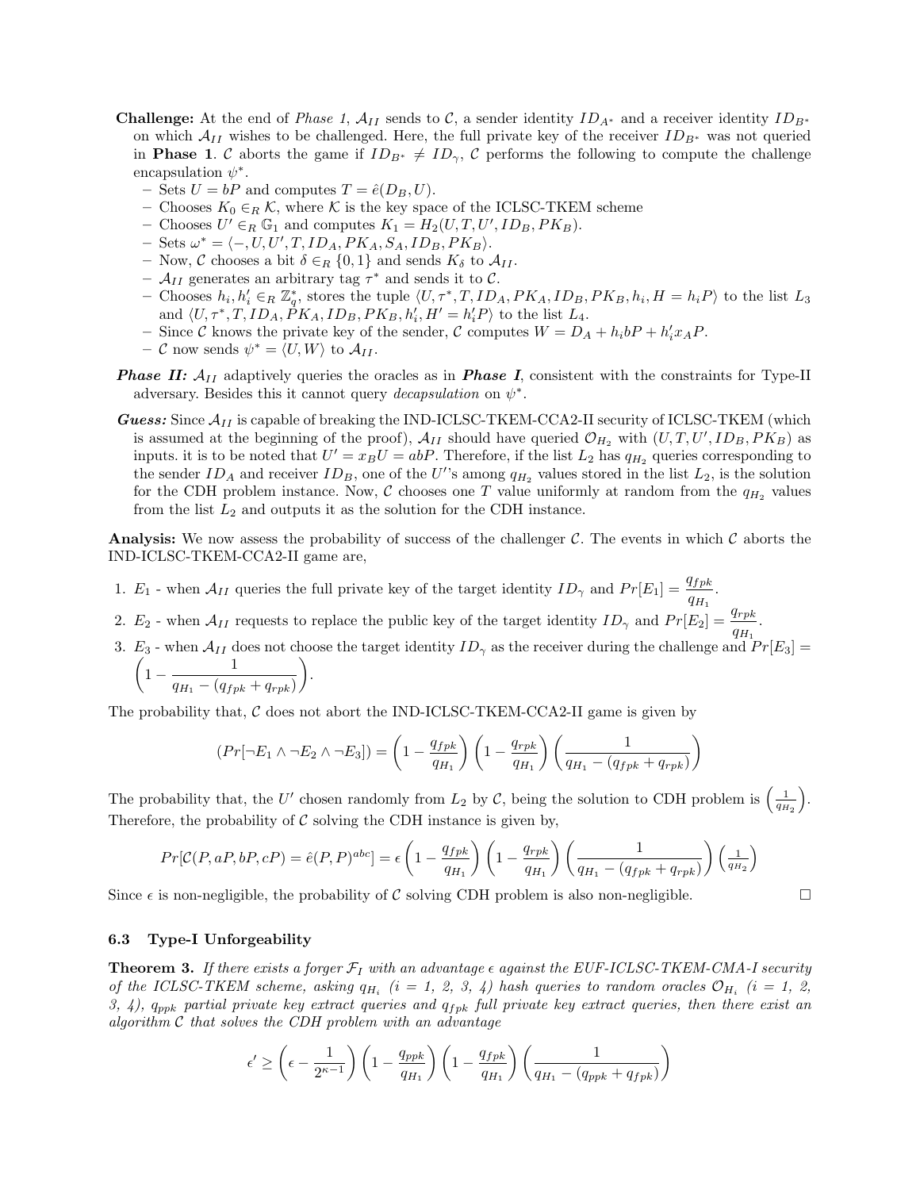**Challenge:** At the end of *Phase 1*, $\mathcal{A}_{II}$ sends to $\mathcal{C}$, a sender identity $ID_{A^*}$ and a receiver identity $ID_{B^*}$ on which $\mathcal{A}_{II}$ wishes to be challenged. Here, the full private key of the receiver $ID_{B^*}$ was not queried in **Phase 1**. $\mathcal{C}$ aborts the game if $ID_{B^*} \neq ID_\gamma$, $\mathcal{C}$ performs the following to compute the challenge encapsulation $\psi^*$.

- Sets $U = bP$ and computes $T = \hat{e}(D_B, U)$.
- Chooses $K_0 \in_R \mathcal{K}$, where $\mathcal{K}$ is the key space of the ICLSC-TKEM scheme
- Chooses $U' \in_R \mathbb{G}_1$ and computes $K_1 = H_2(U, T, U', ID_B, PK_B)$.
- Sets $\omega^* = \langle -, U, U', T, ID_A, PK_A, S_A, ID_B, PK_B \rangle$.
- Now, $\mathcal{C}$ chooses a bit $\delta \in_R \{0, 1\}$ and sends $K_\delta$ to $\mathcal{A}_{II}$.
- $\mathcal{A}_{II}$ generates an arbitrary tag $\tau^*$ and sends it to $\mathcal{C}$.
- Chooses $h_i, h'_i \in_R \mathbb{Z}_q^*$, stores the tuple $\langle U, \tau^*, T, ID_A, PK_A, ID_B, PK_B, h_i, H = h_i P \rangle$ to the list $L_3$ and $\langle U, \tau^*, T, ID_A, PK_A, ID_B, PK_B, h'_i, H' = h'_i P \rangle$ to the list $L_4$.
- Since $\mathcal{C}$ knows the private key of the sender, $\mathcal{C}$ computes $W = D_A + h_i bP + h'_i x_A P$.
- $\mathcal{C}$ now sends $\psi^* = \langle U, W \rangle$ to $\mathcal{A}_{II}$.

***Phase II:*** $\mathcal{A}_{II}$ adaptively queries the oracles as in ***Phase I***, consistent with the constraints for Type-II adversary. Besides this it cannot query *decapsulation* on $\psi^*$.

***Guess:*** Since $\mathcal{A}_{II}$ is capable of breaking the IND-ICLSC-TKEM-CCA2-II security of ICLSC-TKEM (which is assumed at the beginning of the proof), $\mathcal{A}_{II}$ should have queried $\mathcal{O}_{H_2}$ with $(U, T, U', ID_B, PK_B)$ as inputs. it is to be noted that $U' = x_B U = abP$. Therefore, if the list $L_2$ has $q_{H_2}$ queries corresponding to the sender $ID_A$ and receiver $ID_B$, one of the $U'$'s among $q_{H_2}$ values stored in the list $L_2$, is the solution for the CDH problem instance. Now, $\mathcal{C}$ chooses one $T$ value uniformly at random from the $q_{H_2}$ values from the list $L_2$ and outputs it as the solution for the CDH instance.

**Analysis:** We now assess the probability of success of the challenger $\mathcal{C}$. The events in which $\mathcal{C}$ aborts the IND-ICLSC-TKEM-CCA2-II game are,

1. $E_1$ - when $\mathcal{A}_{II}$ queries the full private key of the target identity $ID_\gamma$ and $Pr[E_1] = \frac{q_{fpk}}{q_{H_1}}$.
2. $E_2$ - when $\mathcal{A}_{II}$ requests to replace the public key of the target identity $ID_\gamma$ and $Pr[E_2] = \frac{q_{rpk}}{q_{H_1}}$.
3. $E_3$ - when $\mathcal{A}_{II}$ does not choose the target identity $ID_\gamma$ as the receiver during the challenge and $Pr[E_3] = \left(1 - \frac{1}{q_{H_1} - (q_{fpk} + q_{rpk})}\right)$.

The probability that, $\mathcal{C}$ does not abort the IND-ICLSC-TKEM-CCA2-II game is given by

$$(Pr[\neg E_1 \wedge \neg E_2 \wedge \neg E_3]) = \left(1 - \frac{q_{fpk}}{q_{H_1}}\right)\left(1 - \frac{q_{rpk}}{q_{H_1}}\right)\left(\frac{1}{q_{H_1} - (q_{fpk} + q_{rpk})}\right)$$

The probability that, the $U'$ chosen randomly from $L_2$ by $\mathcal{C}$, being the solution to CDH problem is $\left(\frac{1}{q_{H_2}}\right)$. Therefore, the probability of $\mathcal{C}$ solving the CDH instance is given by,

$$Pr[\mathcal{C}(P, aP, bP, cP) = \hat{e}(P, P)^{abc}] = \epsilon \left(1 - \frac{q_{fpk}}{q_{H_1}}\right)\left(1 - \frac{q_{rpk}}{q_{H_1}}\right)\left(\frac{1}{q_{H_1} - (q_{fpk} + q_{rpk})}\right)\left(\frac{1}{q_{H_2}}\right)$$

Since $\epsilon$ is non-negligible, the probability of $\mathcal{C}$ solving CDH problem is also non-negligible. □

### 6.3 Type-I Unforgeability

**Theorem 3.** *If there exists a forger $\mathcal{F}_I$ with an advantage $\epsilon$ against the EUF-ICLSC-TKEM-CMA-I security of the ICLSC-TKEM scheme, asking $q_{H_i}$ ($i$ = 1, 2, 3, 4) hash queries to random oracles $\mathcal{O}_{H_i}$ ($i$ = 1, 2, 3, 4), $q_{ppk}$ partial private key extract queries and $q_{fpk}$ full private key extract queries, then there exist an algorithm $\mathcal{C}$ that solves the CDH problem with an advantage*

$$\epsilon' \geq \left(\epsilon - \frac{1}{2^{\kappa-1}}\right)\left(1 - \frac{q_{ppk}}{q_{H_1}}\right)\left(1 - \frac{q_{fpk}}{q_{H_1}}\right)\left(\frac{1}{q_{H_1} - (q_{ppk} + q_{fpk})}\right)$$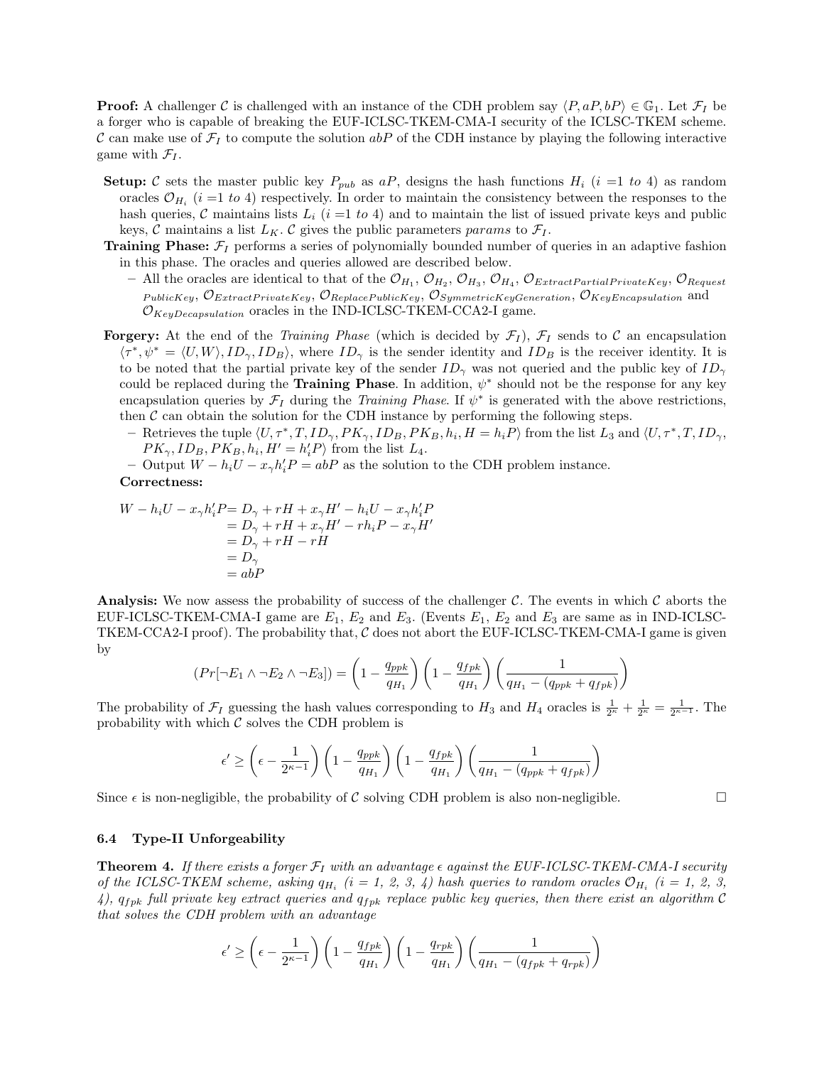**Proof:** A challenger $\mathcal{C}$ is challenged with an instance of the CDH problem say $\langle P, aP, bP \rangle \in \mathbb{G}_1$. Let $\mathcal{F}_I$ be a forger who is capable of breaking the EUF-ICLSC-TKEM-CMA-I security of the ICLSC-TKEM scheme. $\mathcal{C}$ can make use of $\mathcal{F}_I$ to compute the solution $abP$ of the CDH instance by playing the following interactive game with $\mathcal{F}_I$.

**Setup:** $\mathcal{C}$ sets the master public key $P_{pub}$ as $aP$, designs the hash functions $H_i$ ($i$ =1 *to* 4) as random oracles $\mathcal{O}_{H_i}$ ($i$ =1 *to* 4) respectively. In order to maintain the consistency between the responses to the hash queries, $\mathcal{C}$ maintains lists $L_i$ ($i$ =1 *to* 4) and to maintain the list of issued private keys and public keys, $\mathcal{C}$ maintains a list $L_K$. $\mathcal{C}$ gives the public parameters *params* to $\mathcal{F}_I$.

**Training Phase:** $\mathcal{F}_I$ performs a series of polynomially bounded number of queries in an adaptive fashion in this phase. The oracles and queries allowed are described below.

- All the oracles are identical to that of the $\mathcal{O}_{H_1}$, $\mathcal{O}_{H_2}$, $\mathcal{O}_{H_3}$, $\mathcal{O}_{H_4}$, $\mathcal{O}_{ExtractPartialPrivateKey}$, $\mathcal{O}_{RequestPublicKey}$, $\mathcal{O}_{ExtractPrivateKey}$, $\mathcal{O}_{ReplacePublicKey}$, $\mathcal{O}_{SymmetricKeyGeneration}$, $\mathcal{O}_{KeyEncapsulation}$ and $\mathcal{O}_{KeyDecapsulation}$ oracles in the IND-ICLSC-TKEM-CCA2-I game.

**Forgery:** At the end of the *Training Phase* (which is decided by $\mathcal{F}_I$), $\mathcal{F}_I$ sends to $\mathcal{C}$ an encapsulation $\langle \tau^*, \psi^* = \langle U, W \rangle, ID_\gamma, ID_B \rangle$, where $ID_\gamma$ is the sender identity and $ID_B$ is the receiver identity. It is to be noted that the partial private key of the sender $ID_\gamma$ was not queried and the public key of $ID_\gamma$ could be replaced during the **Training Phase**. In addition, $\psi^*$ should not be the response for any key encapsulation queries by $\mathcal{F}_I$ during the *Training Phase*. If $\psi^*$ is generated with the above restrictions, then $\mathcal{C}$ can obtain the solution for the CDH instance by performing the following steps.

- Retrieves the tuple $\langle U, \tau^*, T, ID_\gamma, PK_\gamma, ID_B, PK_B, h_i, H = h_iP \rangle$ from the list $L_3$ and $\langle U, \tau^*, T, ID_\gamma, PK_\gamma, ID_B, PK_B, h_i, H' = h_i'P \rangle$ from the list $L_4$.
- Output $W - h_iU - x_\gamma h_i'P = abP$ as the solution to the CDH problem instance.

**Correctness:**

$$
\begin{aligned}
W - h_iU - x_\gamma h_i'P &= D_\gamma + rH + x_\gamma H' - h_iU - x_\gamma h_i'P \\
&= D_\gamma + rH + x_\gamma H' - rh_iP - x_\gamma H' \\
&= D_\gamma + rH - rH \\
&= D_\gamma \\
&= abP
\end{aligned}
$$

**Analysis:** We now assess the probability of success of the challenger $\mathcal{C}$. The events in which $\mathcal{C}$ aborts the EUF-ICLSC-TKEM-CMA-I game are $E_1$, $E_2$ and $E_3$. (Events $E_1$, $E_2$ and $E_3$ are same as in IND-ICLSC-TKEM-CCA2-I proof). The probability that, $\mathcal{C}$ does not abort the EUF-ICLSC-TKEM-CMA-I game is given by

$$
(Pr[\neg E_1 \wedge \neg E_2 \wedge \neg E_3]) = \left(1 - \frac{q_{ppk}}{q_{H_1}}\right)\left(1 - \frac{q_{fpk}}{q_{H_1}}\right)\left(\frac{1}{q_{H_1} - (q_{ppk} + q_{fpk})}\right)
$$

The probability of $\mathcal{F}_I$ guessing the hash values corresponding to $H_3$ and $H_4$ oracles is $\frac{1}{2^\kappa} + \frac{1}{2^\kappa} = \frac{1}{2^{\kappa-1}}$. The probability with which $\mathcal{C}$ solves the CDH problem is

$$
\epsilon' \geq \left(\epsilon - \frac{1}{2^{\kappa-1}}\right)\left(1 - \frac{q_{ppk}}{q_{H_1}}\right)\left(1 - \frac{q_{fpk}}{q_{H_1}}\right)\left(\frac{1}{q_{H_1} - (q_{ppk} + q_{fpk})}\right)
$$

Since $\epsilon$ is non-negligible, the probability of $\mathcal{C}$ solving CDH problem is also non-negligible. □

### 6.4 Type-II Unforgeability

**Theorem 4.** *If there exists a forger $\mathcal{F}_I$ with an advantage $\epsilon$ against the EUF-ICLSC-TKEM-CMA-I security of the ICLSC-TKEM scheme, asking $q_{H_i}$ ($i$ = 1, 2, 3, 4) hash queries to random oracles $\mathcal{O}_{H_i}$ ($i$ = 1, 2, 3, 4), $q_{fpk}$ full private key extract queries and $q_{fpk}$ replace public key queries, then there exist an algorithm $\mathcal{C}$ that solves the CDH problem with an advantage*

$$
\epsilon' \geq \left(\epsilon - \frac{1}{2^{\kappa-1}}\right)\left(1 - \frac{q_{fpk}}{q_{H_1}}\right)\left(1 - \frac{q_{rpk}}{q_{H_1}}\right)\left(\frac{1}{q_{H_1} - (q_{fpk} + q_{rpk})}\right)
$$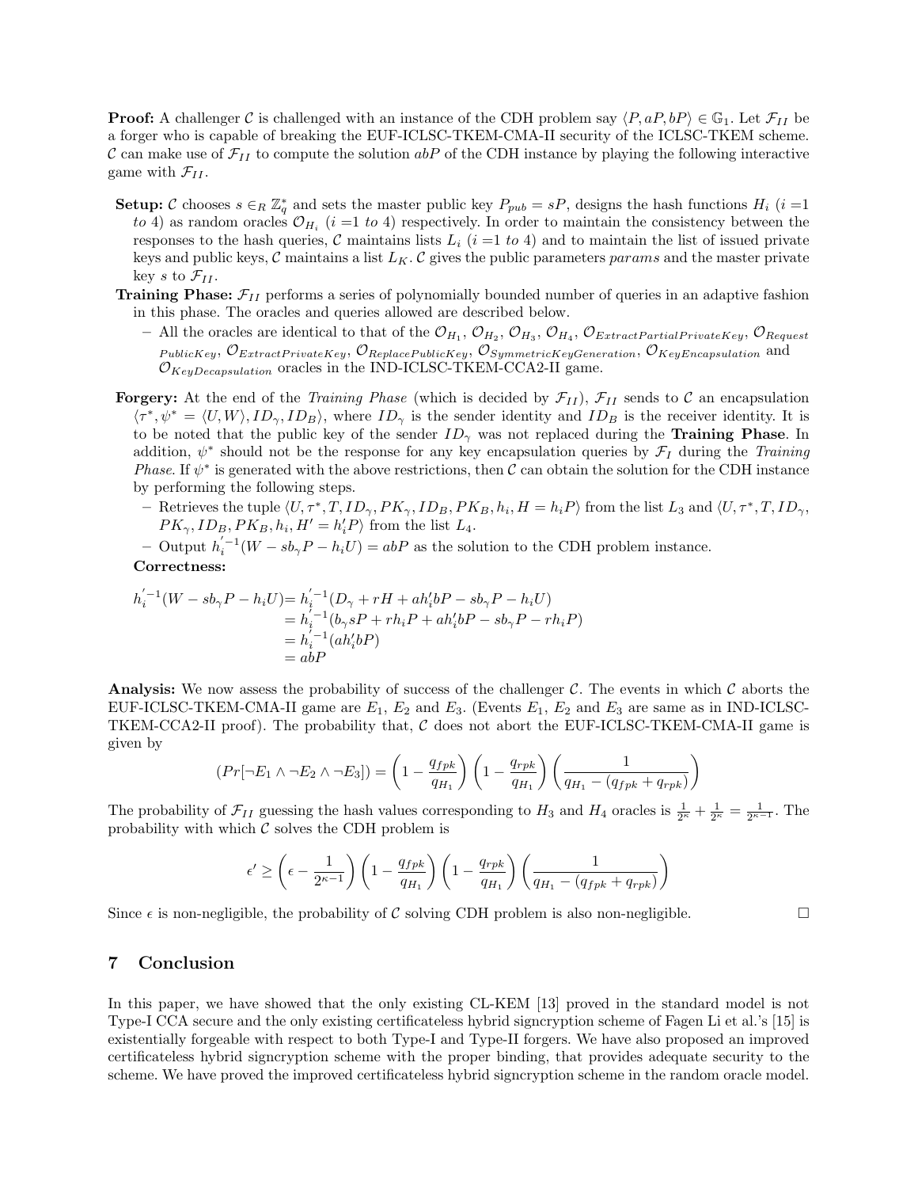**Proof:** A challenger $\mathcal{C}$ is challenged with an instance of the CDH problem say $\langle P, aP, bP \rangle \in \mathbb{G}_1$. Let $\mathcal{F}_{II}$ be a forger who is capable of breaking the EUF-ICLSC-TKEM-CMA-II security of the ICLSC-TKEM scheme. $\mathcal{C}$ can make use of $\mathcal{F}_{II}$ to compute the solution $abP$ of the CDH instance by playing the following interactive game with $\mathcal{F}_{II}$.

**Setup:** $\mathcal{C}$ chooses $s \in_R \mathbb{Z}_q^*$ and sets the master public key $P_{pub} = sP$, designs the hash functions $H_i$ ($i$ =1 *to* 4) as random oracles $\mathcal{O}_{H_i}$ ($i$ =1 *to* 4) respectively. In order to maintain the consistency between the responses to the hash queries, $\mathcal{C}$ maintains lists $L_i$ ($i$ =1 *to* 4) and to maintain the list of issued private keys and public keys, $\mathcal{C}$ maintains a list $L_K$. $\mathcal{C}$ gives the public parameters *params* and the master private key $s$ to $\mathcal{F}_{II}$.

**Training Phase:** $\mathcal{F}_{II}$ performs a series of polynomially bounded number of queries in an adaptive fashion in this phase. The oracles and queries allowed are described below.

- All the oracles are identical to that of the $\mathcal{O}_{H_1}$, $\mathcal{O}_{H_2}$, $\mathcal{O}_{H_3}$, $\mathcal{O}_{H_4}$, $\mathcal{O}_{ExtractPartialPrivateKey}$, $\mathcal{O}_{RequestPublicKey}$, $\mathcal{O}_{ExtractPrivateKey}$, $\mathcal{O}_{ReplacePublicKey}$, $\mathcal{O}_{SymmetricKeyGeneration}$, $\mathcal{O}_{KeyEncapsulation}$ and $\mathcal{O}_{KeyDecapsulation}$ oracles in the IND-ICLSC-TKEM-CCA2-II game.

**Forgery:** At the end of the *Training Phase* (which is decided by $\mathcal{F}_{II}$), $\mathcal{F}_{II}$ sends to $\mathcal{C}$ an encapsulation $\langle \tau^*, \psi^* = \langle U, W \rangle, ID_\gamma, ID_B \rangle$, where $ID_\gamma$ is the sender identity and $ID_B$ is the receiver identity. It is to be noted that the public key of the sender $ID_\gamma$ was not replaced during the **Training Phase**. In addition, $\psi^*$ should not be the response for any key encapsulation queries by $\mathcal{F}_I$ during the *Training Phase*. If $\psi^*$ is generated with the above restrictions, then $\mathcal{C}$ can obtain the solution for the CDH instance by performing the following steps.

- Retrieves the tuple $\langle U, \tau^*, T, ID_\gamma, PK_\gamma, ID_B, PK_B, h_i, H = h_i P \rangle$ from the list $L_3$ and $\langle U, \tau^*, T, ID_\gamma, PK_\gamma, ID_B, PK_B, h_i, H' = h'_i P \rangle$ from the list $L_4$.
- Output $h_i^{'-1}(W - sb_\gamma P - h_i U) = abP$ as the solution to the CDH problem instance.

**Correctness:**

$$
\begin{aligned}
h_i^{'-1}(W - sb_\gamma P - h_i U) &= h_i^{'-1}(D_\gamma + rH + ah'_i bP - sb_\gamma P - h_i U) \\
&= h_i^{'-1}(b_\gamma sP + rh_i P + ah'_i bP - sb_\gamma P - rh_i P) \\
&= h_i^{'-1}(ah'_i bP) \\
&= abP
\end{aligned}
$$

**Analysis:** We now assess the probability of success of the challenger $\mathcal{C}$. The events in which $\mathcal{C}$ aborts the EUF-ICLSC-TKEM-CMA-II game are $E_1$, $E_2$ and $E_3$. (Events $E_1$, $E_2$ and $E_3$ are same as in IND-ICLSC-TKEM-CCA2-II proof). The probability that, $\mathcal{C}$ does not abort the EUF-ICLSC-TKEM-CMA-II game is given by

$$
(Pr[\neg E_1 \wedge \neg E_2 \wedge \neg E_3]) = \left(1 - \frac{q_{fpk}}{q_{H_1}}\right)\left(1 - \frac{q_{rpk}}{q_{H_1}}\right)\left(\frac{1}{q_{H_1} - (q_{fpk} + q_{rpk})}\right)
$$

The probability of $\mathcal{F}_{II}$ guessing the hash values corresponding to $H_3$ and $H_4$ oracles is $\frac{1}{2^\kappa} + \frac{1}{2^\kappa} = \frac{1}{2^{\kappa-1}}$. The probability with which $\mathcal{C}$ solves the CDH problem is

$$
\epsilon' \geq \left(\epsilon - \frac{1}{2^{\kappa-1}}\right)\left(1 - \frac{q_{fpk}}{q_{H_1}}\right)\left(1 - \frac{q_{rpk}}{q_{H_1}}\right)\left(\frac{1}{q_{H_1} - (q_{fpk} + q_{rpk})}\right)
$$

Since $\epsilon$ is non-negligible, the probability of $\mathcal{C}$ solving CDH problem is also non-negligible. □

## 7 Conclusion

In this paper, we have showed that the only existing CL-KEM [13] proved in the standard model is not Type-I CCA secure and the only existing certificateless hybrid signcryption scheme of Fagen Li et al.'s [15] is existentially forgeable with respect to both Type-I and Type-II forgers. We have also proposed an improved certificateless hybrid signcryption scheme with the proper binding, that provides adequate security to the scheme. We have proved the improved certificateless hybrid signcryption scheme in the random oracle model.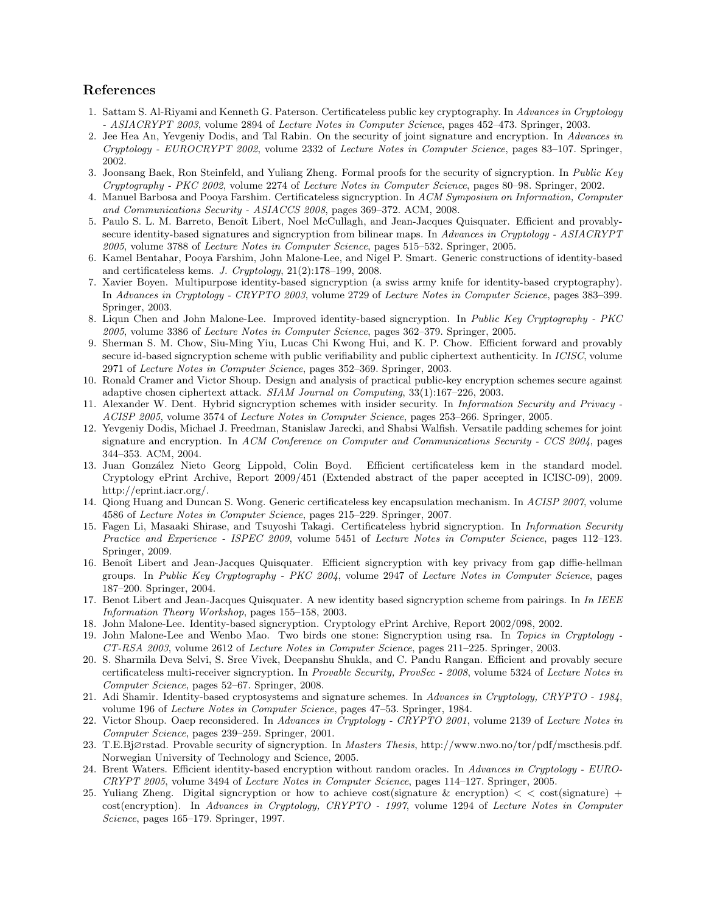## References

1. Sattam S. Al-Riyami and Kenneth G. Paterson. Certificateless public key cryptography. In *Advances in Cryptology - ASIACRYPT 2003*, volume 2894 of *Lecture Notes in Computer Science*, pages 452–473. Springer, 2003.
2. Jee Hea An, Yevgeniy Dodis, and Tal Rabin. On the security of joint signature and encryption. In *Advances in Cryptology - EUROCRYPT 2002*, volume 2332 of *Lecture Notes in Computer Science*, pages 83–107. Springer, 2002.
3. Joonsang Baek, Ron Steinfeld, and Yuliang Zheng. Formal proofs for the security of signcryption. In *Public Key Cryptography - PKC 2002*, volume 2274 of *Lecture Notes in Computer Science*, pages 80–98. Springer, 2002.
4. Manuel Barbosa and Pooya Farshim. Certificateless signcryption. In *ACM Symposium on Information, Computer and Communications Security - ASIACCS 2008*, pages 369–372. ACM, 2008.
5. Paulo S. L. M. Barreto, Benoît Libert, Noel McCullagh, and Jean-Jacques Quisquater. Efficient and provably-secure identity-based signatures and signcryption from bilinear maps. In *Advances in Cryptology - ASIACRYPT 2005*, volume 3788 of *Lecture Notes in Computer Science*, pages 515–532. Springer, 2005.
6. Kamel Bentahar, Pooya Farshim, John Malone-Lee, and Nigel P. Smart. Generic constructions of identity-based and certificateless kems. *J. Cryptology*, 21(2):178–199, 2008.
7. Xavier Boyen. Multipurpose identity-based signcryption (a swiss army knife for identity-based cryptography). In *Advances in Cryptology - CRYPTO 2003*, volume 2729 of *Lecture Notes in Computer Science*, pages 383–399. Springer, 2003.
8. Liqun Chen and John Malone-Lee. Improved identity-based signcryption. In *Public Key Cryptography - PKC 2005*, volume 3386 of *Lecture Notes in Computer Science*, pages 362–379. Springer, 2005.
9. Sherman S. M. Chow, Siu-Ming Yiu, Lucas Chi Kwong Hui, and K. P. Chow. Efficient forward and provably secure id-based signcryption scheme with public verifiability and public ciphertext authenticity. In *ICISC*, volume 2971 of *Lecture Notes in Computer Science*, pages 352–369. Springer, 2003.
10. Ronald Cramer and Victor Shoup. Design and analysis of practical public-key encryption schemes secure against adaptive chosen ciphertext attack. *SIAM Journal on Computing*, 33(1):167–226, 2003.
11. Alexander W. Dent. Hybrid signcryption schemes with insider security. In *Information Security and Privacy - ACISP 2005*, volume 3574 of *Lecture Notes in Computer Science*, pages 253–266. Springer, 2005.
12. Yevgeniy Dodis, Michael J. Freedman, Stanislaw Jarecki, and Shabsi Walfish. Versatile padding schemes for joint signature and encryption. In *ACM Conference on Computer and Communications Security - CCS 2004*, pages 344–353. ACM, 2004.
13. Juan González Nieto Georg Lippold, Colin Boyd. Efficient certificateless kem in the standard model. Cryptology ePrint Archive, Report 2009/451 (Extended abstract of the paper accepted in ICISC-09), 2009. http://eprint.iacr.org/.
14. Qiong Huang and Duncan S. Wong. Generic certificateless key encapsulation mechanism. In *ACISP 2007*, volume 4586 of *Lecture Notes in Computer Science*, pages 215–229. Springer, 2007.
15. Fagen Li, Masaaki Shirase, and Tsuyoshi Takagi. Certificateless hybrid signcryption. In *Information Security Practice and Experience - ISPEC 2009*, volume 5451 of *Lecture Notes in Computer Science*, pages 112–123. Springer, 2009.
16. Benoît Libert and Jean-Jacques Quisquater. Efficient signcryption with key privacy from gap diffie-hellman groups. In *Public Key Cryptography - PKC 2004*, volume 2947 of *Lecture Notes in Computer Science*, pages 187–200. Springer, 2004.
17. Benot Libert and Jean-Jacques Quisquater. A new identity based signcryption scheme from pairings. In *In IEEE Information Theory Workshop*, pages 155–158, 2003.
18. John Malone-Lee. Identity-based signcryption. Cryptology ePrint Archive, Report 2002/098, 2002.
19. John Malone-Lee and Wenbo Mao. Two birds one stone: Signcryption using rsa. In *Topics in Cryptology - CT-RSA 2003*, volume 2612 of *Lecture Notes in Computer Science*, pages 211–225. Springer, 2003.
20. S. Sharmila Deva Selvi, S. Sree Vivek, Deepanshu Shukla, and C. Pandu Rangan. Efficient and provably secure certificateless multi-receiver signcryption. In *Provable Security, ProvSec - 2008*, volume 5324 of *Lecture Notes in Computer Science*, pages 52–67. Springer, 2008.
21. Adi Shamir. Identity-based cryptosystems and signature schemes. In *Advances in Cryptology, CRYPTO - 1984*, volume 196 of *Lecture Notes in Computer Science*, pages 47–53. Springer, 1984.
22. Victor Shoup. Oaep reconsidered. In *Advances in Cryptology - CRYPTO 2001*, volume 2139 of *Lecture Notes in Computer Science*, pages 239–259. Springer, 2001.
23. T.E.Bj∅rstad. Provable security of signcryption. In *Masters Thesis*, http://www.nwo.no/tor/pdf/mscthesis.pdf. Norwegian University of Technology and Science, 2005.
24. Brent Waters. Efficient identity-based encryption without random oracles. In *Advances in Cryptology - EUROCRYPT 2005*, volume 3494 of *Lecture Notes in Computer Science*, pages 114–127. Springer, 2005.
25. Yuliang Zheng. Digital signcryption or how to achieve cost(signature & encryption) $<<$ cost(signature) + cost(encryption). In *Advances in Cryptology, CRYPTO - 1997*, volume 1294 of *Lecture Notes in Computer Science*, pages 165–179. Springer, 1997.